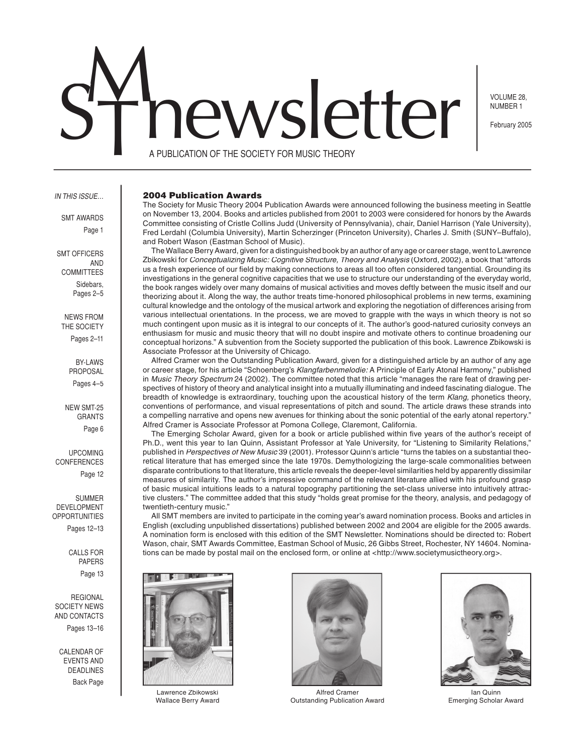# SMT newsletter

VOLUME 28, NUMBER 1

February 2005

A PUBLICATION OF THE SOCIETY FOR MUSIC THEORY

*IN THIS ISSUE…*

SMT AWARDS
Page 1

SMT OFFICERS AND COMMITTEES
Sidebars, Pages 2–5

NEWS FROM THE SOCIETY
Pages 2–11

BY-LAWS PROPOSAL
Pages 4–5

NEW SMT-25 GRANTS
Page 6

UPCOMING CONFERENCES
Page 12

SUMMER DEVELOPMENT OPPORTUNITIES
Pages 12–13

CALLS FOR PAPERS
Page 13

REGIONAL SOCIETY NEWS AND CONTACTS
Pages 13–16

CALENDAR OF EVENTS AND DEADLINES
Back Page

## 2004 Publication Awards

The Society for Music Theory 2004 Publication Awards were announced following the business meeting in Seattle on November 13, 2004. Books and articles published from 2001 to 2003 were considered for honors by the Awards Committee consisting of Cristle Collins Judd (University of Pennsylvania), chair, Daniel Harrison (Yale University), Fred Lerdahl (Columbia University), Martin Scherzinger (Princeton University), Charles J. Smith (SUNY–Buffalo), and Robert Wason (Eastman School of Music).

The Wallace Berry Award, given for a distinguished book by an author of any age or career stage, went to Lawrence Zbikowski for *Conceptualizing Music: Cognitive Structure, Theory and Analysis* (Oxford, 2002), a book that "affords us a fresh experience of our field by making connections to areas all too often considered tangential. Grounding its investigations in the general cognitive capacities that we use to structure our understanding of the everyday world, the book ranges widely over many domains of musical activities and moves deftly between the music itself and our theorizing about it. Along the way, the author treats time-honored philosophical problems in new terms, examining cultural knowledge and the ontology of the musical artwork and exploring the negotiation of differences arising from various intellectual orientations. In the process, we are moved to grapple with the ways in which theory is not so much contingent upon music as it is integral to our concepts of it. The author's good-natured curiosity conveys an enthusiasm for music and music theory that will no doubt inspire and motivate others to continue broadening our conceptual horizons." A subvention from the Society supported the publication of this book. Lawrence Zbikowski is Associate Professor at the University of Chicago.

Alfred Cramer won the Outstanding Publication Award, given for a distinguished article by an author of any age or career stage, for his article "Schoenberg's *Klangfarbenmelodie:* A Principle of Early Atonal Harmony," published in *Music Theory Spectrum* 24 (2002). The committee noted that this article "manages the rare feat of drawing perspectives of history of theory and analytical insight into a mutually illuminating and indeed fascinating dialogue. The breadth of knowledge is extraordinary, touching upon the acoustical history of the term *Klang,* phonetics theory, conventions of performance, and visual representations of pitch and sound. The article draws these strands into a compelling narrative and opens new avenues for thinking about the sonic potential of the early atonal repertory." Alfred Cramer is Associate Professor at Pomona College, Claremont, California.

The Emerging Scholar Award, given for a book or article published within five years of the author's receipt of Ph.D., went this year to Ian Quinn, Assistant Professor at Yale University, for "Listening to Similarity Relations," published in *Perspectives of New Music* 39 (2001). Professor Quinn's article "turns the tables on a substantial theoretical literature that has emerged since the late 1970s. Demythologizing the large-scale commonalities between disparate contributions to that literature, this article reveals the deeper-level similarities held by apparently dissimilar measures of similarity. The author's impressive command of the relevant literature allied with his profound grasp of basic musical intuitions leads to a natural topography partitioning the set-class universe into intuitively attractive clusters." The committee added that this study "holds great promise for the theory, analysis, and pedagogy of twentieth-century music."

All SMT members are invited to participate in the coming year's award nomination process. Books and articles in English (excluding unpublished dissertations) published between 2002 and 2004 are eligible for the 2005 awards. A nomination form is enclosed with this edition of the SMT Newsletter. Nominations should be directed to: Robert Wason, chair, SMT Awards Committee, Eastman School of Music, 26 Gibbs Street, Rochester, NY 14604. Nominations can be made by postal mail on the enclosed form, or online at <http://www.societymusictheory.org>.

Lawrence Zbikowski
Wallace Berry Award

Alfred Cramer
Outstanding Publication Award

Ian Quinn
Emerging Scholar Award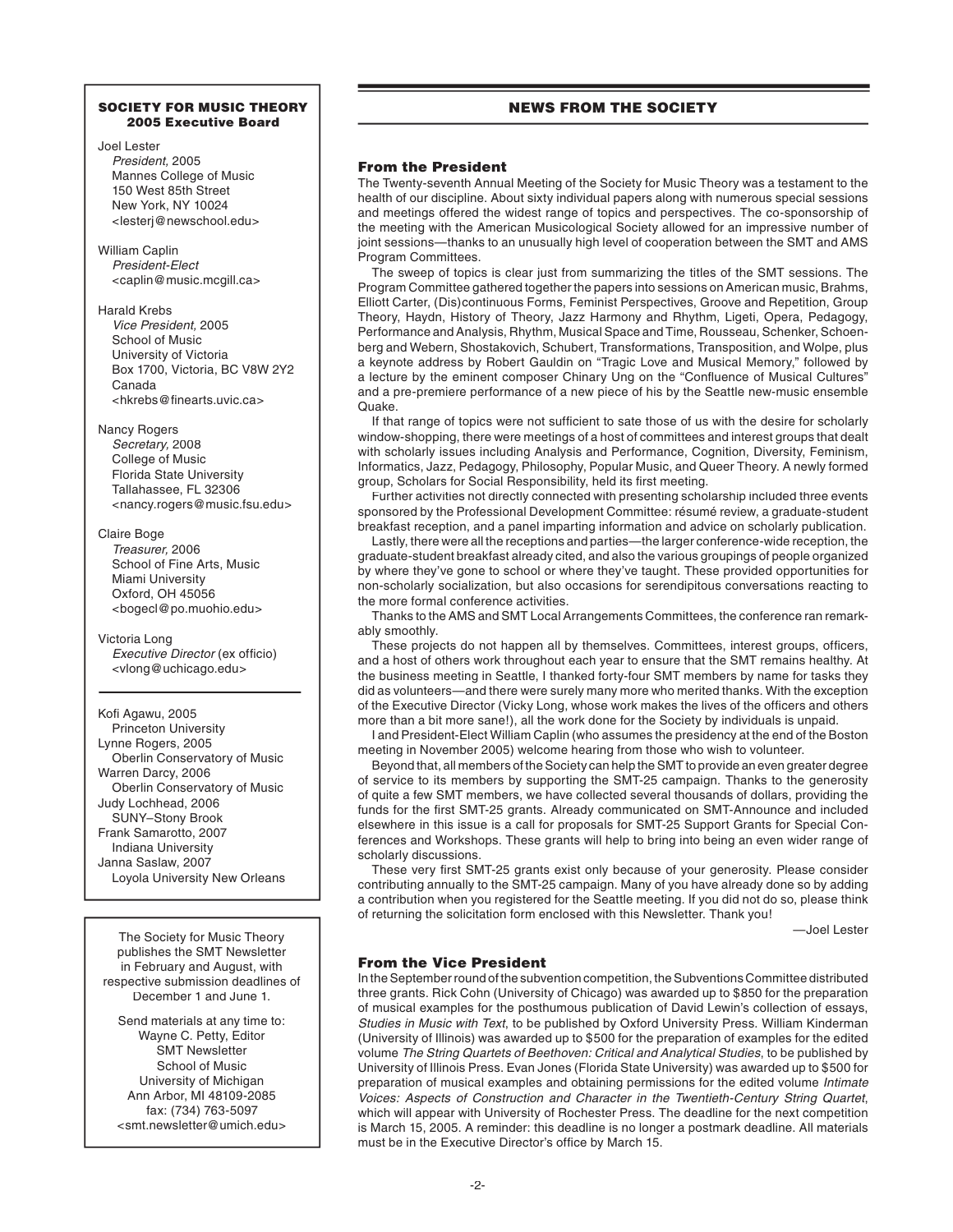## SOCIETY FOR MUSIC THEORY
### 2005 Executive Board

Joel Lester
*President,* 2005
Mannes College of Music
150 West 85th Street
New York, NY 10024
<lesterj@newschool.edu>

William Caplin
*President-Elect*
<caplin@music.mcgill.ca>

Harald Krebs
*Vice President,* 2005
School of Music
University of Victoria
Box 1700, Victoria, BC V8W 2Y2
Canada
<hkrebs@finearts.uvic.ca>

Nancy Rogers
*Secretary,* 2008
College of Music
Florida State University
Tallahassee, FL 32306
<nancy.rogers@music.fsu.edu>

Claire Boge
*Treasurer,* 2006
School of Fine Arts, Music
Miami University
Oxford, OH 45056
<bogecl@po.muohio.edu>

Victoria Long
*Executive Director* (ex officio)
<vlong@uchicago.edu>

Kofi Agawu, 2005
Princeton University
Lynne Rogers, 2005
Oberlin Conservatory of Music
Warren Darcy, 2006
Oberlin Conservatory of Music
Judy Lochhead, 2006
SUNY–Stony Brook
Frank Samarotto, 2007
Indiana University
Janna Saslaw, 2007
Loyola University New Orleans

The Society for Music Theory publishes the SMT Newsletter in February and August, with respective submission deadlines of December 1 and June 1.

Send materials at any time to:
Wayne C. Petty, Editor
SMT Newsletter
School of Music
University of Michigan
Ann Arbor, MI 48109-2085
fax: (734) 763-5097
<smt.newsletter@umich.edu>

## NEWS FROM THE SOCIETY

### From the President

The Twenty-seventh Annual Meeting of the Society for Music Theory was a testament to the health of our discipline. About sixty individual papers along with numerous special sessions and meetings offered the widest range of topics and perspectives. The co-sponsorship of the meeting with the American Musicological Society allowed for an impressive number of joint sessions—thanks to an unusually high level of cooperation between the SMT and AMS Program Committees.

The sweep of topics is clear just from summarizing the titles of the SMT sessions. The Program Committee gathered together the papers into sessions on American music, Brahms, Elliott Carter, (Dis)continuous Forms, Feminist Perspectives, Groove and Repetition, Group Theory, Haydn, History of Theory, Jazz Harmony and Rhythm, Ligeti, Opera, Pedagogy, Performance and Analysis, Rhythm, Musical Space and Time, Rousseau, Schenker, Schoenberg and Webern, Shostakovich, Schubert, Transformations, Transposition, and Wolpe, plus a keynote address by Robert Gauldin on "Tragic Love and Musical Memory," followed by a lecture by the eminent composer Chinary Ung on the "Confluence of Musical Cultures" and a pre-premiere performance of a new piece of his by the Seattle new-music ensemble Quake.

If that range of topics were not sufficient to sate those of us with the desire for scholarly window-shopping, there were meetings of a host of committees and interest groups that dealt with scholarly issues including Analysis and Performance, Cognition, Diversity, Feminism, Informatics, Jazz, Pedagogy, Philosophy, Popular Music, and Queer Theory. A newly formed group, Scholars for Social Responsibility, held its first meeting.

Further activities not directly connected with presenting scholarship included three events sponsored by the Professional Development Committee: résumé review, a graduate-student breakfast reception, and a panel imparting information and advice on scholarly publication.

Lastly, there were all the receptions and parties—the larger conference-wide reception, the graduate-student breakfast already cited, and also the various groupings of people organized by where they've gone to school or where they've taught. These provided opportunities for non-scholarly socialization, but also occasions for serendipitous conversations reacting to the more formal conference activities.

Thanks to the AMS and SMT Local Arrangements Committees, the conference ran remarkably smoothly.

These projects do not happen all by themselves. Committees, interest groups, officers, and a host of others work throughout each year to ensure that the SMT remains healthy. At the business meeting in Seattle, I thanked forty-four SMT members by name for tasks they did as volunteers—and there were surely many more who merited thanks. With the exception of the Executive Director (Vicky Long, whose work makes the lives of the officers and others more than a bit more sane!), all the work done for the Society by individuals is unpaid.

I and President-Elect William Caplin (who assumes the presidency at the end of the Boston meeting in November 2005) welcome hearing from those who wish to volunteer.

Beyond that, all members of the Society can help the SMT to provide an even greater degree of service to its members by supporting the SMT-25 campaign. Thanks to the generosity of quite a few SMT members, we have collected several thousands of dollars, providing the funds for the first SMT-25 grants. Already communicated on SMT-Announce and included elsewhere in this issue is a call for proposals for SMT-25 Support Grants for Special Conferences and Workshops. These grants will help to bring into being an even wider range of scholarly discussions.

These very first SMT-25 grants exist only because of your generosity. Please consider contributing annually to the SMT-25 campaign. Many of you have already done so by adding a contribution when you registered for the Seattle meeting. If you did not do so, please think of returning the solicitation form enclosed with this Newsletter. Thank you!

—Joel Lester

### From the Vice President

In the September round of the subvention competition, the Subventions Committee distributed three grants. Rick Cohn (University of Chicago) was awarded up to $850 for the preparation of musical examples for the posthumous publication of David Lewin's collection of essays, *Studies in Music with Text*, to be published by Oxford University Press. William Kinderman (University of Illinois) was awarded up to $500 for the preparation of examples for the edited volume *The String Quartets of Beethoven: Critical and Analytical Studies*, to be published by University of Illinois Press. Evan Jones (Florida State University) was awarded up to $500 for preparation of musical examples and obtaining permissions for the edited volume *Intimate Voices: Aspects of Construction and Character in the Twentieth-Century String Quartet*, which will appear with University of Rochester Press. The deadline for the next competition is March 15, 2005. A reminder: this deadline is no longer a postmark deadline. All materials must be in the Executive Director's office by March 15.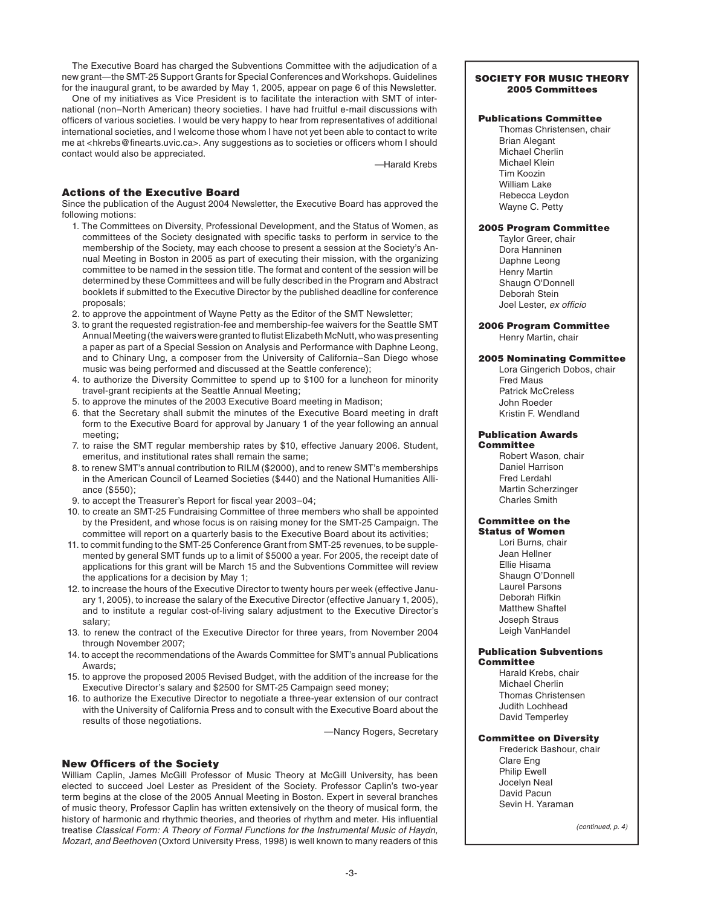The Executive Board has charged the Subventions Committee with the adjudication of a new grant—the SMT-25 Support Grants for Special Conferences and Workshops. Guidelines for the inaugural grant, to be awarded by May 1, 2005, appear on page 6 of this Newsletter.

One of my initiatives as Vice President is to facilitate the interaction with SMT of international (non–North American) theory societies. I have had fruitful e-mail discussions with officers of various societies. I would be very happy to hear from representatives of additional international societies, and I welcome those whom I have not yet been able to contact to write me at <hkrebs@finearts.uvic.ca>. Any suggestions as to societies or officers whom I should contact would also be appreciated.

—Harald Krebs

### Actions of the Executive Board

Since the publication of the August 2004 Newsletter, the Executive Board has approved the following motions:

1. The Committees on Diversity, Professional Development, and the Status of Women, as committees of the Society designated with specific tasks to perform in service to the membership of the Society, may each choose to present a session at the Society's Annual Meeting in Boston in 2005 as part of executing their mission, with the organizing committee to be named in the session title. The format and content of the session will be determined by these Committees and will be fully described in the Program and Abstract booklets if submitted to the Executive Director by the published deadline for conference proposals;
2. to approve the appointment of Wayne Petty as the Editor of the SMT Newsletter;
3. to grant the requested registration-fee and membership-fee waivers for the Seattle SMT Annual Meeting (the waivers were granted to flutist Elizabeth McNutt, who was presenting a paper as part of a Special Session on Analysis and Performance with Daphne Leong, and to Chinary Ung, a composer from the University of California–San Diego whose music was being performed and discussed at the Seattle conference);
4. to authorize the Diversity Committee to spend up to $100 for a luncheon for minority travel-grant recipients at the Seattle Annual Meeting;
5. to approve the minutes of the 2003 Executive Board meeting in Madison;
6. that the Secretary shall submit the minutes of the Executive Board meeting in draft form to the Executive Board for approval by January 1 of the year following an annual meeting;
7. to raise the SMT regular membership rates by $10, effective January 2006. Student, emeritus, and institutional rates shall remain the same;
8. to renew SMT's annual contribution to RILM ($2000), and to renew SMT's memberships in the American Council of Learned Societies ($440) and the National Humanities Alliance ($550);
9. to accept the Treasurer's Report for fiscal year 2003–04;
10. to create an SMT-25 Fundraising Committee of three members who shall be appointed by the President, and whose focus is on raising money for the SMT-25 Campaign. The committee will report on a quarterly basis to the Executive Board about its activities;
11. to commit funding to the SMT-25 Conference Grant from SMT-25 revenues, to be supplemented by general SMT funds up to a limit of $5000 a year. For 2005, the receipt date of applications for this grant will be March 15 and the Subventions Committee will review the applications for a decision by May 1;
12. to increase the hours of the Executive Director to twenty hours per week (effective January 1, 2005), to increase the salary of the Executive Director (effective January 1, 2005), and to institute a regular cost-of-living salary adjustment to the Executive Director's salary;
13. to renew the contract of the Executive Director for three years, from November 2004 through November 2007;
14. to accept the recommendations of the Awards Committee for SMT's annual Publications Awards;
15. to approve the proposed 2005 Revised Budget, with the addition of the increase for the Executive Director's salary and $2500 for SMT-25 Campaign seed money;
16. to authorize the Executive Director to negotiate a three-year extension of our contract with the University of California Press and to consult with the Executive Board about the results of those negotiations.

—Nancy Rogers, Secretary

### New Officers of the Society

William Caplin, James McGill Professor of Music Theory at McGill University, has been elected to succeed Joel Lester as President of the Society. Professor Caplin's two-year term begins at the close of the 2005 Annual Meeting in Boston. Expert in several branches of music theory, Professor Caplin has written extensively on the theory of musical form, the history of harmonic and rhythmic theories, and theories of rhythm and meter. His influential treatise *Classical Form: A Theory of Formal Functions for the Instrumental Music of Haydn, Mozart, and Beethoven* (Oxford University Press, 1998) is well known to many readers of this

---

**SOCIETY FOR MUSIC THEORY**
**2005 Committees**

**Publications Committee**
Thomas Christensen, chair
Brian Alegant
Michael Cherlin
Michael Klein
Tim Koozin
William Lake
Rebecca Leydon
Wayne C. Petty

**2005 Program Committee**
Taylor Greer, chair
Dora Hanninen
Daphne Leong
Henry Martin
Shaugn O'Donnell
Deborah Stein
Joel Lester, *ex officio*

**2006 Program Committee**
Henry Martin, chair

**2005 Nominating Committee**
Lora Gingerich Dobos, chair
Fred Maus
Patrick McCreless
John Roeder
Kristin F. Wendland

**Publication Awards Committee**
Robert Wason, chair
Daniel Harrison
Fred Lerdahl
Martin Scherzinger
Charles Smith

**Committee on the Status of Women**
Lori Burns, chair
Jean Hellner
Ellie Hisama
Shaugn O'Donnell
Laurel Parsons
Deborah Rifkin
Matthew Shaftel
Joseph Straus
Leigh VanHandel

**Publication Subventions Committee**
Harald Krebs, chair
Michael Cherlin
Thomas Christensen
Judith Lochhead
David Temperley

**Committee on Diversity**
Frederick Bashour, chair
Clare Eng
Philip Ewell
Jocelyn Neal
David Pacun
Sevin H. Yaraman

*(continued, p. 4)*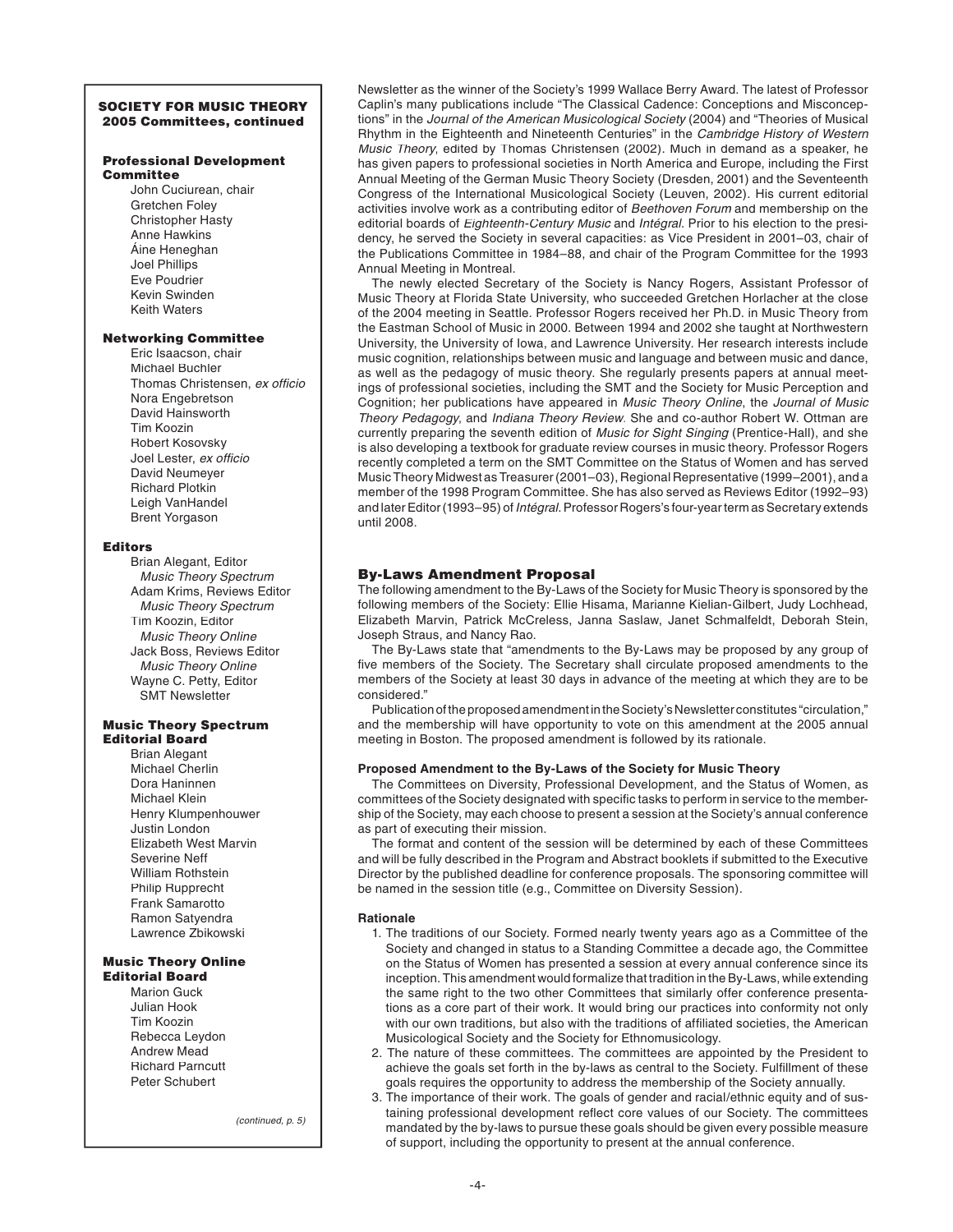## SOCIETY FOR MUSIC THEORY 2005 Committees, continued

**Professional Development Committee**

John Cuciurean, chair
Gretchen Foley
Christopher Hasty
Anne Hawkins
Áine Heneghan
Joel Phillips
Eve Poudrier
Kevin Swinden
Keith Waters

**Networking Committee**

Eric Isaacson, chair
Michael Buchler
Thomas Christensen, *ex officio*
Nora Engebretson
David Hainsworth
Tim Koozin
Robert Kosovsky
Joel Lester, *ex officio*
David Neumeyer
Richard Plotkin
Leigh VanHandel
Brent Yorgason

**Editors**

Brian Alegant, Editor *Music Theory Spectrum*
Adam Krims, Reviews Editor *Music Theory Spectrum*
Tim Koozin, Editor *Music Theory Online*
Jack Boss, Reviews Editor *Music Theory Online*
Wayne C. Petty, Editor SMT Newsletter

**Music Theory Spectrum Editorial Board**

Brian Alegant
Michael Cherlin
Dora Haninnen
Michael Klein
Henry Klumpenhouwer
Justin London
Elizabeth West Marvin
Severine Neff
William Rothstein
Philip Rupprecht
Frank Samarotto
Ramon Satyendra
Lawrence Zbikowski

**Music Theory Online Editorial Board**

Marion Guck
Julian Hook
Tim Koozin
Rebecca Leydon
Andrew Mead
Richard Parncutt
Peter Schubert

*(continued, p. 5)*

Newsletter as the winner of the Society's 1999 Wallace Berry Award. The latest of Professor Caplin's many publications include "The Classical Cadence: Conceptions and Misconceptions" in the *Journal of the American Musicological Society* (2004) and "Theories of Musical Rhythm in the Eighteenth and Nineteenth Centuries" in the *Cambridge History of Western Music Theory*, edited by Thomas Christensen (2002). Much in demand as a speaker, he has given papers to professional societies in North America and Europe, including the First Annual Meeting of the German Music Theory Society (Dresden, 2001) and the Seventeenth Congress of the International Musicological Society (Leuven, 2002). His current editorial activities involve work as a contributing editor of *Beethoven Forum* and membership on the editorial boards of *Eighteenth-Century Music* and *Intégral*. Prior to his election to the presidency, he served the Society in several capacities: as Vice President in 2001–03, chair of the Publications Committee in 1984–88, and chair of the Program Committee for the 1993 Annual Meeting in Montreal.

The newly elected Secretary of the Society is Nancy Rogers, Assistant Professor of Music Theory at Florida State University, who succeeded Gretchen Horlacher at the close of the 2004 meeting in Seattle. Professor Rogers received her Ph.D. in Music Theory from the Eastman School of Music in 2000. Between 1994 and 2002 she taught at Northwestern University, the University of Iowa, and Lawrence University. Her research interests include music cognition, relationships between music and language and between music and dance, as well as the pedagogy of music theory. She regularly presents papers at annual meetings of professional societies, including the SMT and the Society for Music Perception and Cognition; her publications have appeared in *Music Theory Online*, the *Journal of Music Theory Pedagogy*, and *Indiana Theory Review*. She and co-author Robert W. Ottman are currently preparing the seventh edition of *Music for Sight Singing* (Prentice-Hall), and she is also developing a textbook for graduate review courses in music theory. Professor Rogers recently completed a term on the SMT Committee on the Status of Women and has served Music Theory Midwest as Treasurer (2001–03), Regional Representative (1999–2001), and a member of the 1998 Program Committee. She has also served as Reviews Editor (1992–93) and later Editor (1993–95) of *Intégral*. Professor Rogers's four-year term as Secretary extends until 2008.

## By-Laws Amendment Proposal

The following amendment to the By-Laws of the Society for Music Theory is sponsored by the following members of the Society: Ellie Hisama, Marianne Kielian-Gilbert, Judy Lochhead, Elizabeth Marvin, Patrick McCreless, Janna Saslaw, Janet Schmalfeldt, Deborah Stein, Joseph Straus, and Nancy Rao.

The By-Laws state that "amendments to the By-Laws may be proposed by any group of five members of the Society. The Secretary shall circulate proposed amendments to the members of the Society at least 30 days in advance of the meeting at which they are to be considered."

Publication of the proposed amendment in the Society's Newsletter constitutes "circulation," and the membership will have opportunity to vote on this amendment at the 2005 annual meeting in Boston. The proposed amendment is followed by its rationale.

### Proposed Amendment to the By-Laws of the Society for Music Theory

The Committees on Diversity, Professional Development, and the Status of Women, as committees of the Society designated with specific tasks to perform in service to the membership of the Society, may each choose to present a session at the Society's annual conference as part of executing their mission.

The format and content of the session will be determined by each of these Committees and will be fully described in the Program and Abstract booklets if submitted to the Executive Director by the published deadline for conference proposals. The sponsoring committee will be named in the session title (e.g., Committee on Diversity Session).

### Rationale

1. The traditions of our Society. Formed nearly twenty years ago as a Committee of the Society and changed in status to a Standing Committee a decade ago, the Committee on the Status of Women has presented a session at every annual conference since its inception. This amendment would formalize that tradition in the By-Laws, while extending the same right to the two other Committees that similarly offer conference presentations as a core part of their work. It would bring our practices into conformity not only with our own traditions, but also with the traditions of affiliated societies, the American Musicological Society and the Society for Ethnomusicology.
2. The nature of these committees. The committees are appointed by the President to achieve the goals set forth in the by-laws as central to the Society. Fulfillment of these goals requires the opportunity to address the membership of the Society annually.
3. The importance of their work. The goals of gender and racial/ethnic equity and of sustaining professional development reflect core values of our Society. The committees mandated by the by-laws to pursue these goals should be given every possible measure of support, including the opportunity to present at the annual conference.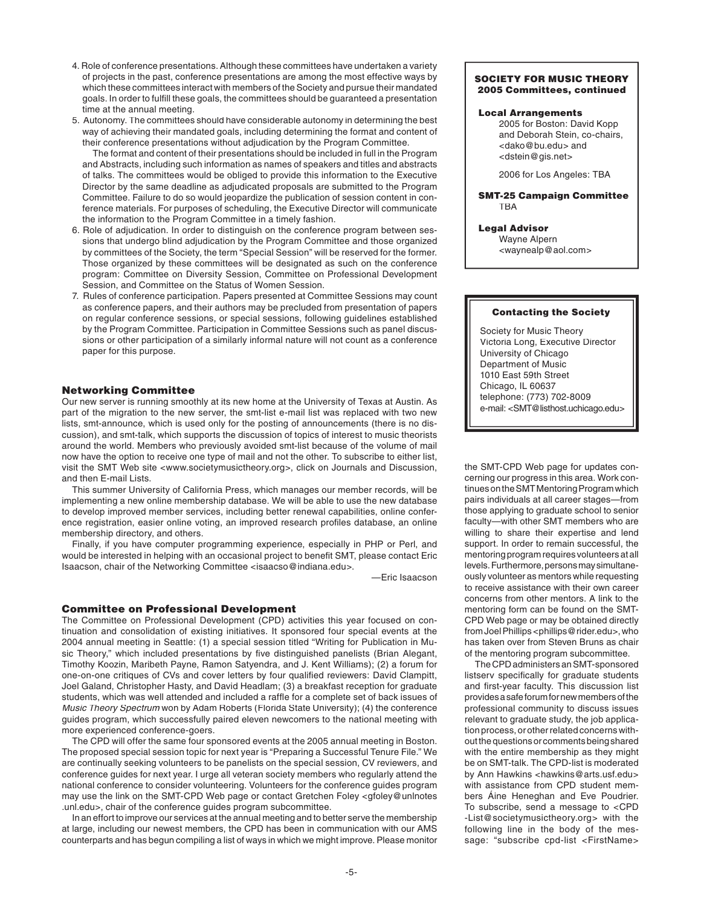4. Role of conference presentations. Although these committees have undertaken a variety of projects in the past, conference presentations are among the most effective ways by which these committees interact with members of the Society and pursue their mandated goals. In order to fulfill these goals, the committees should be guaranteed a presentation time at the annual meeting.
5. Autonomy. The committees should have considerable autonomy in determining the best way of achieving their mandated goals, including determining the format and content of their conference presentations without adjudication by the Program Committee.

   The format and content of their presentations should be included in full in the Program and Abstracts, including such information as names of speakers and titles and abstracts of talks. The committees would be obliged to provide this information to the Executive Director by the same deadline as adjudicated proposals are submitted to the Program Committee. Failure to do so would jeopardize the publication of session content in conference materials. For purposes of scheduling, the Executive Director will communicate the information to the Program Committee in a timely fashion.
6. Role of adjudication. In order to distinguish on the conference program between sessions that undergo blind adjudication by the Program Committee and those organized by committees of the Society, the term "Special Session" will be reserved for the former. Those organized by these committees will be designated as such on the conference program: Committee on Diversity Session, Committee on Professional Development Session, and Committee on the Status of Women Session.
7. Rules of conference participation. Papers presented at Committee Sessions may count as conference papers, and their authors may be precluded from presentation of papers on regular conference sessions, or special sessions, following guidelines established by the Program Committee. Participation in Committee Sessions such as panel discussions or other participation of a similarly informal nature will not count as a conference paper for this purpose.

### Networking Committee

Our new server is running smoothly at its new home at the University of Texas at Austin. As part of the migration to the new server, the smt-list e-mail list was replaced with two new lists, smt-announce, which is used only for the posting of announcements (there is no discussion), and smt-talk, which supports the discussion of topics of interest to music theorists around the world. Members who previously avoided smt-list because of the volume of mail now have the option to receive one type of mail and not the other. To subscribe to either list, visit the SMT Web site <www.societymusictheory.org>, click on Journals and Discussion, and then E-mail Lists.

This summer University of California Press, which manages our member records, will be implementing a new online membership database. We will be able to use the new database to develop improved member services, including better renewal capabilities, online conference registration, easier online voting, an improved research profiles database, an online membership directory, and others.

Finally, if you have computer programming experience, especially in PHP or Perl, and would be interested in helping with an occasional project to benefit SMT, please contact Eric Isaacson, chair of the Networking Committee <isaacso@indiana.edu>.

—Eric Isaacson

### Committee on Professional Development

The Committee on Professional Development (CPD) activities this year focused on continuation and consolidation of existing initiatives. It sponsored four special events at the 2004 annual meeting in Seattle: (1) a special session titled "Writing for Publication in Music Theory," which included presentations by five distinguished panelists (Brian Alegant, Timothy Koozin, Maribeth Payne, Ramon Satyendra, and J. Kent Williams); (2) a forum for one-on-one critiques of CVs and cover letters by four qualified reviewers: David Clampitt, Joel Galand, Christopher Hasty, and David Headlam; (3) a breakfast reception for graduate students, which was well attended and included a raffle for a complete set of back issues of *Music Theory Spectrum* won by Adam Roberts (Florida State University); (4) the conference guides program, which successfully paired eleven newcomers to the national meeting with more experienced conference-goers.

The CPD will offer the same four sponsored events at the 2005 annual meeting in Boston. The proposed special session topic for next year is "Preparing a Successful Tenure File." We are continually seeking volunteers to be panelists on the special session, CV reviewers, and conference guides for next year. I urge all veteran society members who regularly attend the national conference to consider volunteering. Volunteers for the conference guides program may use the link on the SMT-CPD Web page or contact Gretchen Foley <gfoley@unlnotes.unl.edu>, chair of the conference guides program subcommittee.

In an effort to improve our services at the annual meeting and to better serve the membership at large, including our newest members, the CPD has been in communication with our AMS counterparts and has begun compiling a list of ways in which we might improve. Please monitor the SMT-CPD Web page for updates concerning our progress in this area. Work continues on the SMT Mentoring Program which pairs individuals at all career stages—from those applying to graduate school to senior faculty—with other SMT members who are willing to share their expertise and lend support. In order to remain successful, the mentoring program requires volunteers at all levels. Furthermore, persons may simultaneously volunteer as mentors while requesting to receive assistance with their own career concerns from other mentors. A link to the mentoring form can be found on the SMT-CPD Web page or may be obtained directly from Joel Phillips <phillips@rider.edu>, who has taken over from Steven Bruns as chair of the mentoring program subcommittee.

The CPD administers an SMT-sponsored listserv specifically for graduate students and first-year faculty. This discussion list provides a safe forum for new members of the professional community to discuss issues relevant to graduate study, the job application process, or other related concerns without the questions or comments being shared with the entire membership as they might be on SMT-talk. The CPD-list is moderated by Ann Hawkins <hawkins@arts.usf.edu> with assistance from CPD student members Áine Heneghan and Eve Poudrier. To subscribe, send a message to <CPD-List@societymusictheory.org> with the following line in the body of the message: "subscribe cpd-list <FirstName>

---

**SOCIETY FOR MUSIC THEORY**
**2005 Committees, continued**

**Local Arrangements**
2005 for Boston: David Kopp and Deborah Stein, co-chairs, <dako@bu.edu> and <dstein@gis.net>

2006 for Los Angeles: TBA

**SMT-25 Campaign Committee**
TBA

**Legal Advisor**
Wayne Alpern
<waynealp@aol.com>

---

**Contacting the Society**

Society for Music Theory
Victoria Long, Executive Director
University of Chicago
Department of Music
1010 East 59th Street
Chicago, IL 60637
telephone: (773) 702-8009
e-mail: <SMT@listhost.uchicago.edu>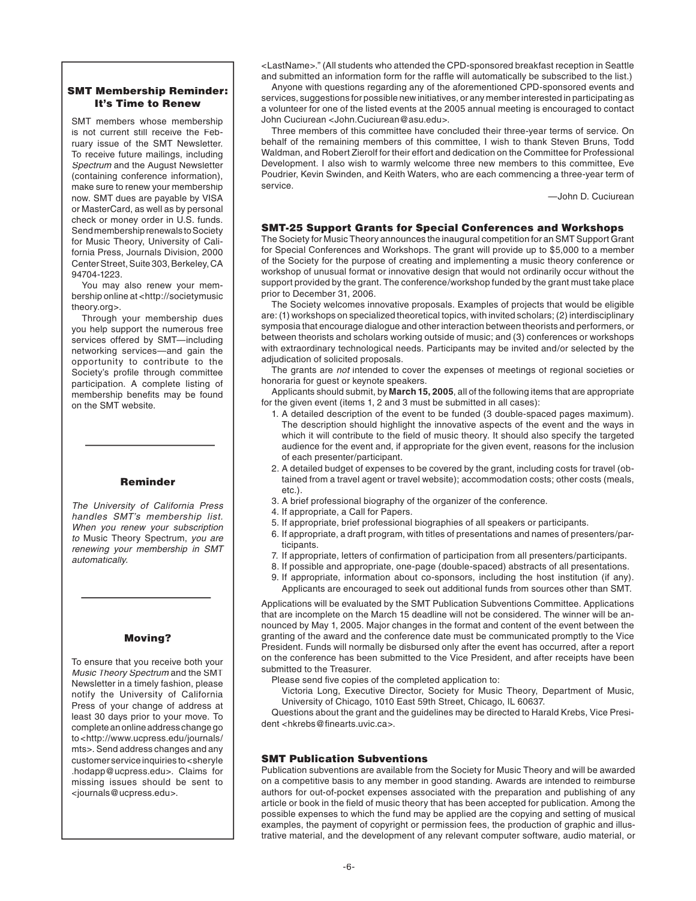### SMT Membership Reminder: It's Time to Renew

SMT members whose membership is not current still receive the February issue of the SMT Newsletter. To receive future mailings, including *Spectrum* and the August Newsletter (containing conference information), make sure to renew your membership now. SMT dues are payable by VISA or MasterCard, as well as by personal check or money order in U.S. funds. Send membership renewals to Society for Music Theory, University of California Press, Journals Division, 2000 Center Street, Suite 303, Berkeley, CA 94704-1223.

You may also renew your membership online at <http://societymusictheory.org>.

Through your membership dues you help support the numerous free services offered by SMT—including networking services—and gain the opportunity to contribute to the Society's profile through committee participation. A complete listing of membership benefits may be found on the SMT website.

### Reminder

*The University of California Press handles SMT's membership list. When you renew your subscription to* Music Theory Spectrum, *you are renewing your membership in SMT automatically.*

### Moving?

To ensure that you receive both your *Music Theory Spectrum* and the SMT Newsletter in a timely fashion, please notify the University of California Press of your change of address at least 30 days prior to your move. To complete an online address change go to <http://www.ucpress.edu/journals/mts>. Send address changes and any customer service inquiries to <sheryle.hodapp@ucpress.edu>. Claims for missing issues should be sent to <journals@ucpress.edu>.

<LastName>." (All students who attended the CPD-sponsored breakfast reception in Seattle and submitted an information form for the raffle will automatically be subscribed to the list.)

Anyone with questions regarding any of the aforementioned CPD-sponsored events and services, suggestions for possible new initiatives, or any member interested in participating as a volunteer for one of the listed events at the 2005 annual meeting is encouraged to contact John Cuciurean <John.Cuciurean@asu.edu>.

Three members of this committee have concluded their three-year terms of service. On behalf of the remaining members of this committee, I wish to thank Steven Bruns, Todd Waldman, and Robert Zierolf for their effort and dedication on the Committee for Professional Development. I also wish to warmly welcome three new members to this committee, Eve Poudrier, Kevin Swinden, and Keith Waters, who are each commencing a three-year term of service.

—John D. Cuciurean

### SMT-25 Support Grants for Special Conferences and Workshops

The Society for Music Theory announces the inaugural competition for an SMT Support Grant for Special Conferences and Workshops. The grant will provide up to $5,000 to a member of the Society for the purpose of creating and implementing a music theory conference or workshop of unusual format or innovative design that would not ordinarily occur without the support provided by the grant. The conference/workshop funded by the grant must take place prior to December 31, 2006.

The Society welcomes innovative proposals. Examples of projects that would be eligible are: (1) workshops on specialized theoretical topics, with invited scholars; (2) interdisciplinary symposia that encourage dialogue and other interaction between theorists and performers, or between theorists and scholars working outside of music; and (3) conferences or workshops with extraordinary technological needs. Participants may be invited and/or selected by the adjudication of solicited proposals.

The grants are *not* intended to cover the expenses of meetings of regional societies or honoraria for guest or keynote speakers.

Applicants should submit, by **March 15, 2005**, all of the following items that are appropriate for the given event (items 1, 2 and 3 must be submitted in all cases):

1. A detailed description of the event to be funded (3 double-spaced pages maximum). The description should highlight the innovative aspects of the event and the ways in which it will contribute to the field of music theory. It should also specify the targeted audience for the event and, if appropriate for the given event, reasons for the inclusion of each presenter/participant.
2. A detailed budget of expenses to be covered by the grant, including costs for travel (obtained from a travel agent or travel website); accommodation costs; other costs (meals, etc.).
3. A brief professional biography of the organizer of the conference.
4. If appropriate, a Call for Papers.
5. If appropriate, brief professional biographies of all speakers or participants.
6. If appropriate, a draft program, with titles of presentations and names of presenters/participants.
7. If appropriate, letters of confirmation of participation from all presenters/participants.
8. If possible and appropriate, one-page (double-spaced) abstracts of all presentations.
9. If appropriate, information about co-sponsors, including the host institution (if any). Applicants are encouraged to seek out additional funds from sources other than SMT.

Applications will be evaluated by the SMT Publication Subventions Committee. Applications that are incomplete on the March 15 deadline will not be considered. The winner will be announced by May 1, 2005. Major changes in the format and content of the event between the granting of the award and the conference date must be communicated promptly to the Vice President. Funds will normally be disbursed only after the event has occurred, after a report on the conference has been submitted to the Vice President, and after receipts have been submitted to the Treasurer.

Please send five copies of the completed application to:

Victoria Long, Executive Director, Society for Music Theory, Department of Music, University of Chicago, 1010 East 59th Street, Chicago, IL 60637.

Questions about the grant and the guidelines may be directed to Harald Krebs, Vice President <hkrebs@finearts.uvic.ca>.

### SMT Publication Subventions

Publication subventions are available from the Society for Music Theory and will be awarded on a competitive basis to any member in good standing. Awards are intended to reimburse authors for out-of-pocket expenses associated with the preparation and publishing of any article or book in the field of music theory that has been accepted for publication. Among the possible expenses to which the fund may be applied are the copying and setting of musical examples, the payment of copyright or permission fees, the production of graphic and illustrative material, and the development of any relevant computer software, audio material, or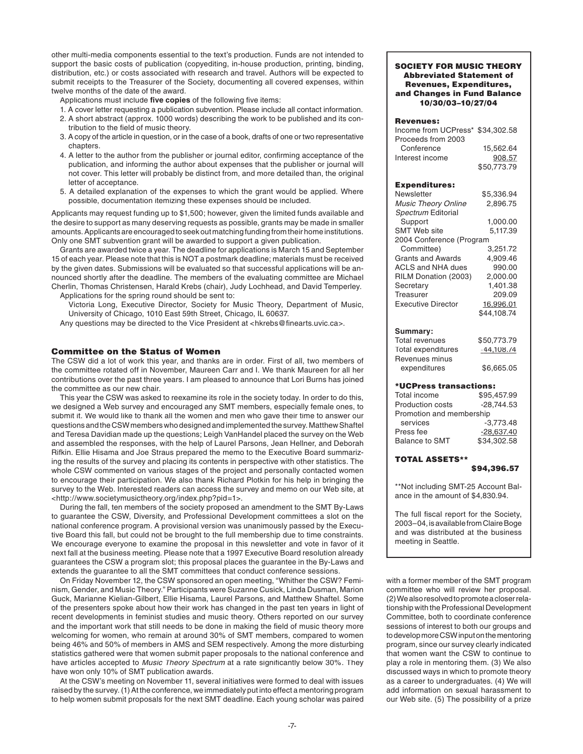other multi-media components essential to the text's production. Funds are not intended to support the basic costs of publication (copyediting, in-house production, printing, binding, distribution, etc.) or costs associated with research and travel. Authors will be expected to submit receipts to the Treasurer of the Society, documenting all covered expenses, within twelve months of the date of the award.

Applications must include **five copies** of the following five items:

1. A cover letter requesting a publication subvention. Please include all contact information.
2. A short abstract (approx. 1000 words) describing the work to be published and its contribution to the field of music theory.
3. A copy of the article in question, or in the case of a book, drafts of one or two representative chapters.
4. A letter to the author from the publisher or journal editor, confirming acceptance of the publication, and informing the author about expenses that the publisher or journal will not cover. This letter will probably be distinct from, and more detailed than, the original letter of acceptance.
5. A detailed explanation of the expenses to which the grant would be applied. Where possible, documentation itemizing these expenses should be included.

Applicants may request funding up to $1,500; however, given the limited funds available and the desire to support as many deserving requests as possible, grants may be made in smaller amounts. Applicants are encouraged to seek out matching funding from their home institutions. Only one SMT subvention grant will be awarded to support a given publication.

Grants are awarded twice a year. The deadline for applications is March 15 and September 15 of each year. Please note that this is NOT a postmark deadline; materials must be received by the given dates. Submissions will be evaluated so that successful applications will be announced shortly after the deadline. The members of the evaluating committee are Michael Cherlin, Thomas Christensen, Harald Krebs (chair), Judy Lochhead, and David Temperley.

Applications for the spring round should be sent to:

Victoria Long, Executive Director, Society for Music Theory, Department of Music, University of Chicago, 1010 East 59th Street, Chicago, IL 60637.

Any questions may be directed to the Vice President at <hkrebs@finearts.uvic.ca>.

## Committee on the Status of Women

The CSW did a lot of work this year, and thanks are in order. First of all, two members of the committee rotated off in November, Maureen Carr and I. We thank Maureen for all her contributions over the past three years. I am pleased to announce that Lori Burns has joined the committee as our new chair.

This year the CSW was asked to reexamine its role in the society today. In order to do this, we designed a Web survey and encouraged any SMT members, especially female ones, to submit it. We would like to thank all the women and men who gave their time to answer our questions and the CSW members who designed and implemented the survey. Matthew Shaftel and Teresa Davidian made up the questions; Leigh VanHandel placed the survey on the Web and assembled the responses, with the help of Laurel Parsons, Jean Hellner, and Deborah Rifkin. Ellie Hisama and Joe Straus prepared the memo to the Executive Board summarizing the results of the survey and placing its contents in perspective with other statistics. The whole CSW commented on various stages of the project and personally contacted women to encourage their participation. We also thank Richard Plotkin for his help in bringing the survey to the Web. Interested readers can access the survey and memo on our Web site, at <http://www.societymusictheory.org/index.php?pid=1>.

During the fall, ten members of the society proposed an amendment to the SMT By-Laws to guarantee the CSW, Diversity, and Professional Development committees a slot on the national conference program. A provisional version was unanimously passed by the Executive Board this fall, but could not be brought to the full membership due to time constraints. We encourage everyone to examine the proposal in this newsletter and vote in favor of it next fall at the business meeting. Please note that a 1997 Executive Board resolution already guarantees the CSW a program slot; this proposal places the guarantee in the By-Laws and extends the guarantee to all the SMT committees that conduct conference sessions.

On Friday November 12, the CSW sponsored an open meeting, "Whither the CSW? Feminism, Gender, and Music Theory." Participants were Suzanne Cusick, Linda Dusman, Marion Guck, Marianne Kielian-Gilbert, Ellie Hisama, Laurel Parsons, and Matthew Shaftel. Some of the presenters spoke about how their work has changed in the past ten years in light of recent developments in feminist studies and music theory. Others reported on our survey and the important work that still needs to be done in making the field of music theory more welcoming for women, who remain at around 30% of SMT members, compared to women being 46% and 50% of members in AMS and SEM respectively. Among the more disturbing statistics gathered were that women submit paper proposals to the national conference and have articles accepted to *Music Theory Spectrum* at a rate significantly below 30%. They have won only 10% of SMT publication awards.

At the CSW's meeting on November 11, several initiatives were formed to deal with issues raised by the survey. (1) At the conference, we immediately put into effect a mentoring program to help women submit proposals for the next SMT deadline. Each young scholar was paired with a former member of the SMT program committee who will review her proposal. (2) We also resolved to promote a closer relationship with the Professional Development Committee, both to coordinate conference sessions of interest to both our groups and to develop more CSW input on the mentoring program, since our survey clearly indicated that women want the CSW to continue to play a role in mentoring them. (3) We also discussed ways in which to promote theory as a career to undergraduates. (4) We will add information on sexual harassment to our Web site. (5) The possibility of a prize

---

**SOCIETY FOR MUSIC THEORY**
**Abbreviated Statement of Revenues, Expenditures, and Changes in Fund Balance**
**10/30/03–10/27/04**

**Revenues:**

| | |
|---|---|
| Income from UCPress* | $34,302.58 |
| Proceeds from 2003 Conference | 15,562.64 |
| Interest income | 908.57 |
| | $50,773.79 |

**Expenditures:**

| | |
|---|---|
| Newsletter | $5,336.94 |
| *Music Theory Online* | 2,896.75 |
| *Spectrum* Editorial Support | 1,000.00 |
| SMT Web site | 5,117.39 |
| 2004 Conference (Program Committee) | 3,251.72 |
| Grants and Awards | 4,909.46 |
| ACLS and NHA dues | 990.00 |
| RILM Donation (2003) | 2,000.00 |
| Secretary | 1,401.38 |
| Treasurer | 209.09 |
| Executive Director | 16,996.01 |
| | $44,108.74 |

**Summary:**

| | |
|---|---|
| Total revenues | $50,773.79 |
| Total expenditures | -44,108.74 |
| Revenues minus expenditures | $6,665.05 |

**\*UCPress transactions:**

| | |
|---|---|
| Total income | $95,457.99 |
| Production costs | -28,744.53 |
| Promotion and membership services | -3,773.48 |
| Press fee | -28,637.40 |
| Balance to SMT | $34,302.58 |

**TOTAL ASSETS\*\*** **$94,396.57**

\*\*Not including SMT-25 Account Balance in the amount of $4,830.94.

The full fiscal report for the Society, 2003–04, is available from Claire Boge and was distributed at the business meeting in Seattle.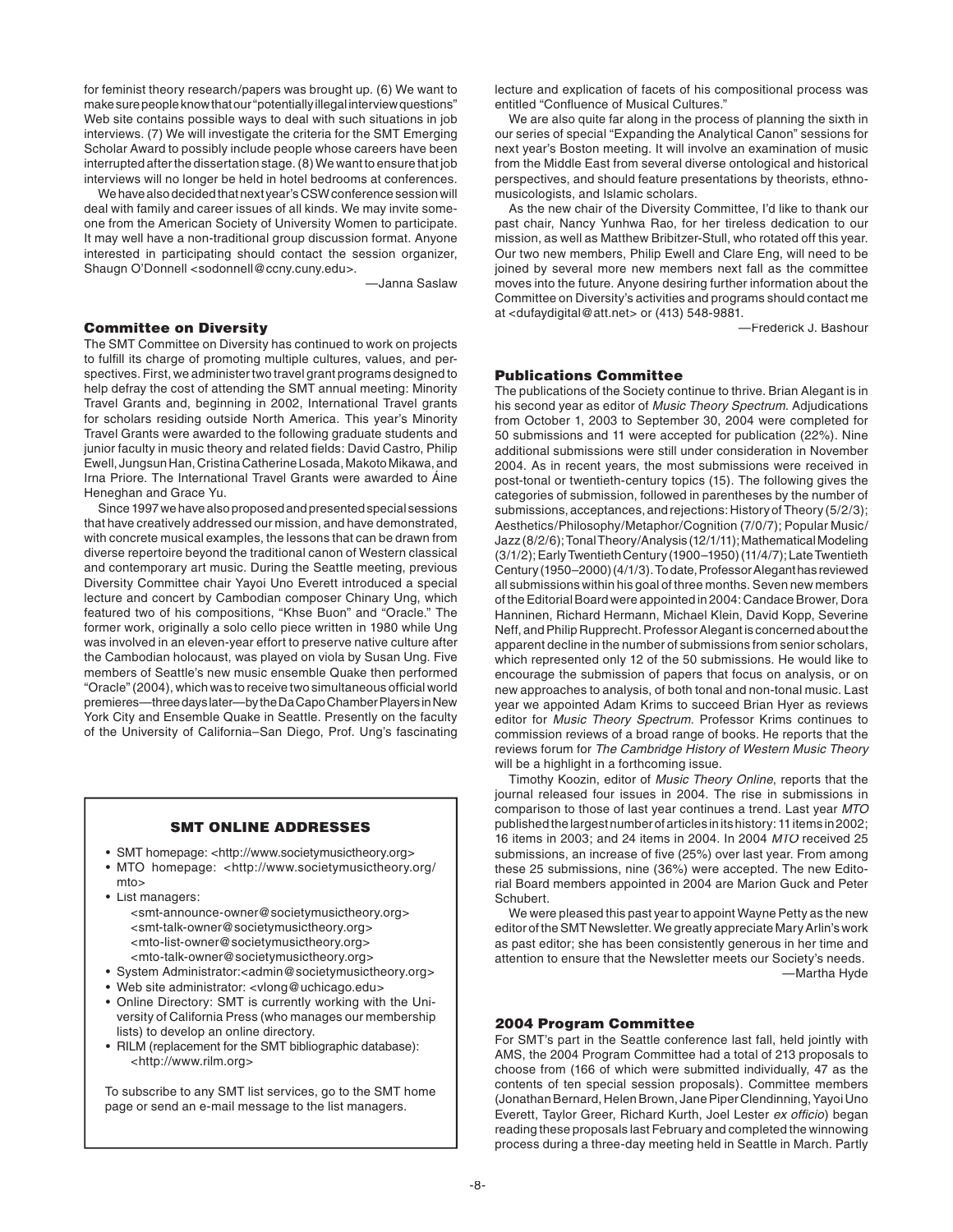for feminist theory research/papers was brought up. (6) We want to make sure people know that our "potentially illegal interview questions" Web site contains possible ways to deal with such situations in job interviews. (7) We will investigate the criteria for the SMT Emerging Scholar Award to possibly include people whose careers have been interrupted after the dissertation stage. (8) We want to ensure that job interviews will no longer be held in hotel bedrooms at conferences.

We have also decided that next year's CSW conference session will deal with family and career issues of all kinds. We may invite someone from the American Society of University Women to participate. It may well have a non-traditional group discussion format. Anyone interested in participating should contact the session organizer, Shaugn O'Donnell <sodonnell@ccny.cuny.edu>.

—Janna Saslaw

### Committee on Diversity

The SMT Committee on Diversity has continued to work on projects to fulfill its charge of promoting multiple cultures, values, and perspectives. First, we administer two travel grant programs designed to help defray the cost of attending the SMT annual meeting: Minority Travel Grants and, beginning in 2002, International Travel grants for scholars residing outside North America. This year's Minority Travel Grants were awarded to the following graduate students and junior faculty in music theory and related fields: David Castro, Philip Ewell, Jungsun Han, Cristina Catherine Losada, Makoto Mikawa, and Irna Priore. The International Travel Grants were awarded to Áine Heneghan and Grace Yu.

Since 1997 we have also proposed and presented special sessions that have creatively addressed our mission, and have demonstrated, with concrete musical examples, the lessons that can be drawn from diverse repertoire beyond the traditional canon of Western classical and contemporary art music. During the Seattle meeting, previous Diversity Committee chair Yayoi Uno Everett introduced a special lecture and concert by Cambodian composer Chinary Ung, which featured two of his compositions, "Khse Buon" and "Oracle." The former work, originally a solo cello piece written in 1980 while Ung was involved in an eleven-year effort to preserve native culture after the Cambodian holocaust, was played on viola by Susan Ung. Five members of Seattle's new music ensemble Quake then performed "Oracle" (2004), which was to receive two simultaneous official world premieres—three days later—by the Da Capo Chamber Players in New York City and Ensemble Quake in Seattle. Presently on the faculty of the University of California–San Diego, Prof. Ung's fascinating lecture and explication of facets of his compositional process was entitled "Confluence of Musical Cultures."

We are also quite far along in the process of planning the sixth in our series of special "Expanding the Analytical Canon" sessions for next year's Boston meeting. It will involve an examination of music from the Middle East from several diverse ontological and historical perspectives, and should feature presentations by theorists, ethnomusicologists, and Islamic scholars.

As the new chair of the Diversity Committee, I'd like to thank our past chair, Nancy Yunhwa Rao, for her tireless dedication to our mission, as well as Matthew Bribitzer-Stull, who rotated off this year. Our two new members, Philip Ewell and Clare Eng, will need to be joined by several more new members next fall as the committee moves into the future. Anyone desiring further information about the Committee on Diversity's activities and programs should contact me at <dufaydigital@att.net> or (413) 548-9881.

—Frederick J. Bashour

### Publications Committee

The publications of the Society continue to thrive. Brian Alegant is in his second year as editor of *Music Theory Spectrum*. Adjudications from October 1, 2003 to September 30, 2004 were completed for 50 submissions and 11 were accepted for publication (22%). Nine additional submissions were still under consideration in November 2004. As in recent years, the most submissions were received in post-tonal or twentieth-century topics (15). The following gives the categories of submission, followed in parentheses by the number of submissions, acceptances, and rejections: History of Theory (5/2/3); Aesthetics/Philosophy/Metaphor/Cognition (7/0/7); Popular Music/Jazz (8/2/6); Tonal Theory/Analysis (12/1/11); Mathematical Modeling (3/1/2); Early Twentieth Century (1900–1950) (11/4/7); Late Twentieth Century (1950–2000) (4/1/3). To date, Professor Alegant has reviewed all submissions within his goal of three months. Seven new members of the Editorial Board were appointed in 2004: Candace Brower, Dora Hanninen, Richard Hermann, Michael Klein, David Kopp, Severine Neff, and Philip Rupprecht. Professor Alegant is concerned about the apparent decline in the number of submissions from senior scholars, which represented only 12 of the 50 submissions. He would like to encourage the submission of papers that focus on analysis, or on new approaches to analysis, of both tonal and non-tonal music. Last year we appointed Adam Krims to succeed Brian Hyer as reviews editor for *Music Theory Spectrum*. Professor Krims continues to commission reviews of a broad range of books. He reports that the reviews forum for *The Cambridge History of Western Music Theory* will be a highlight in a forthcoming issue.

Timothy Koozin, editor of *Music Theory Online*, reports that the journal released four issues in 2004. The rise in submissions in comparison to those of last year continues a trend. Last year *MTO* published the largest number of articles in its history: 11 items in 2002; 16 items in 2003; and 24 items in 2004. In 2004 *MTO* received 25 submissions, an increase of five (25%) over last year. From among these 25 submissions, nine (36%) were accepted. The new Editorial Board members appointed in 2004 are Marion Guck and Peter Schubert.

We were pleased this past year to appoint Wayne Petty as the new editor of the SMT Newsletter. We greatly appreciate Mary Arlin's work as past editor; she has been consistently generous in her time and attention to ensure that the Newsletter meets our Society's needs.

—Martha Hyde

### 2004 Program Committee

For SMT's part in the Seattle conference last fall, held jointly with AMS, the 2004 Program Committee had a total of 213 proposals to choose from (166 of which were submitted individually, 47 as the contents of ten special session proposals). Committee members (Jonathan Bernard, Helen Brown, Jane Piper Clendinning, Yayoi Uno Everett, Taylor Greer, Richard Kurth, Joel Lester *ex officio*) began reading these proposals last February and completed the winnowing process during a three-day meeting held in Seattle in March. Partly

---

#### SMT ONLINE ADDRESSES

- SMT homepage: <http://www.societymusictheory.org>
- MTO homepage: <http://www.societymusictheory.org/mto>
- List managers:
  - <smt-announce-owner@societymusictheory.org>
  - <smt-talk-owner@societymusictheory.org>
  - <mto-list-owner@societymusictheory.org>
  - <mto-talk-owner@societymusictheory.org>
- System Administrator: <admin@societymusictheory.org>
- Web site administrator: <vlong@uchicago.edu>
- Online Directory: SMT is currently working with the University of California Press (who manages our membership lists) to develop an online directory.
- RILM (replacement for the SMT bibliographic database): <http://www.rilm.org>

To subscribe to any SMT list services, go to the SMT home page or send an e-mail message to the list managers.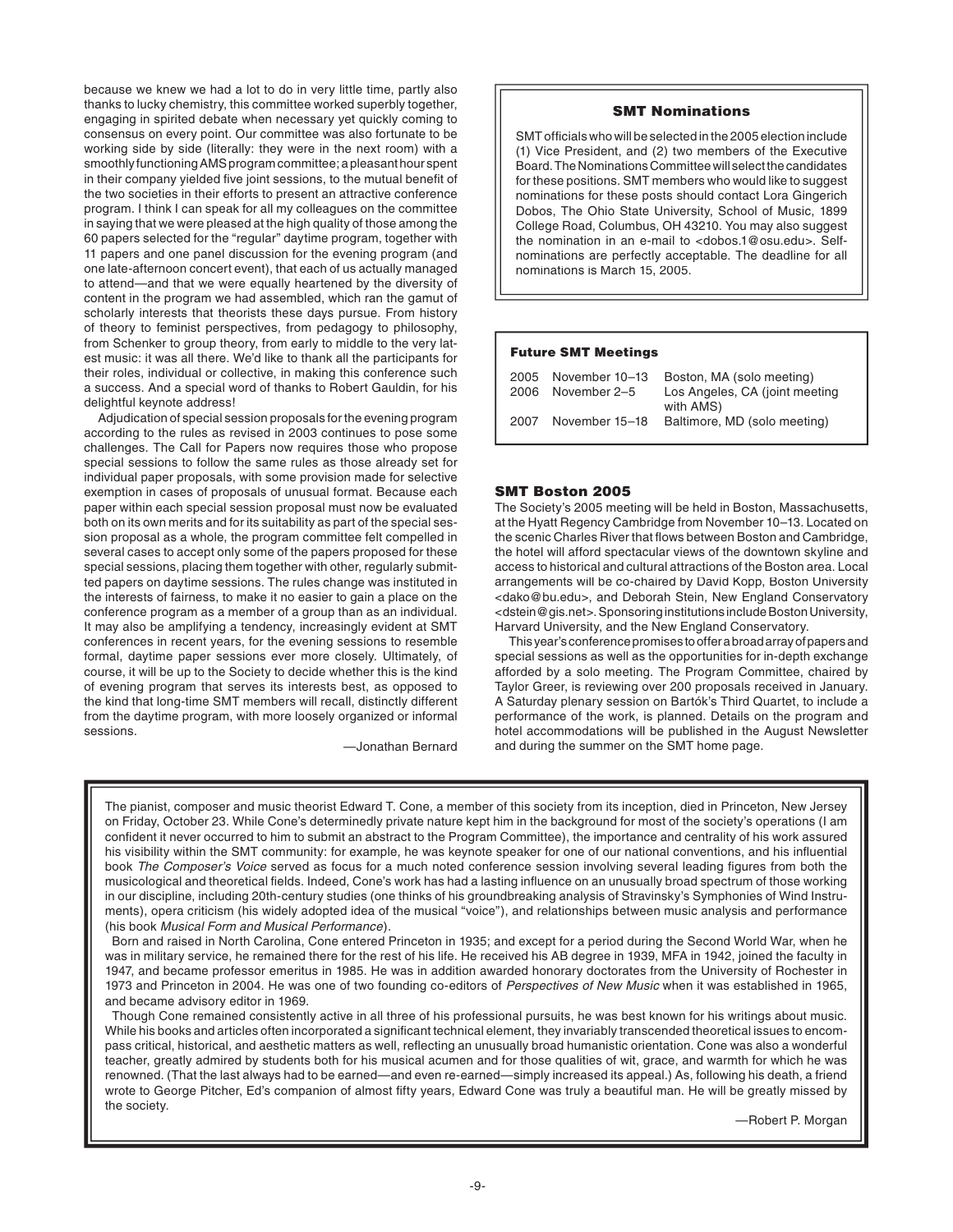because we knew we had a lot to do in very little time, partly also thanks to lucky chemistry, this committee worked superbly together, engaging in spirited debate when necessary yet quickly coming to consensus on every point. Our committee was also fortunate to be working side by side (literally: they were in the next room) with a smoothly functioning AMS program committee; a pleasant hour spent in their company yielded five joint sessions, to the mutual benefit of the two societies in their efforts to present an attractive conference program. I think I can speak for all my colleagues on the committee in saying that we were pleased at the high quality of those among the 60 papers selected for the "regular" daytime program, together with 11 papers and one panel discussion for the evening program (and one late-afternoon concert event), that each of us actually managed to attend—and that we were equally heartened by the diversity of content in the program we had assembled, which ran the gamut of scholarly interests that theorists these days pursue. From history of theory to feminist perspectives, from pedagogy to philosophy, from Schenker to group theory, from early to middle to the very latest music: it was all there. We'd like to thank all the participants for their roles, individual or collective, in making this conference such a success. And a special word of thanks to Robert Gauldin, for his delightful keynote address!

Adjudication of special session proposals for the evening program according to the rules as revised in 2003 continues to pose some challenges. The Call for Papers now requires those who propose special sessions to follow the same rules as those already set for individual paper proposals, with some provision made for selective exemption in cases of proposals of unusual format. Because each paper within each special session proposal must now be evaluated both on its own merits and for its suitability as part of the special session proposal as a whole, the program committee felt compelled in several cases to accept only some of the papers proposed for these special sessions, placing them together with other, regularly submitted papers on daytime sessions. The rules change was instituted in the interests of fairness, to make it no easier to gain a place on the conference program as a member of a group than as an individual. It may also be amplifying a tendency, increasingly evident at SMT conferences in recent years, for the evening sessions to resemble formal, daytime paper sessions ever more closely. Ultimately, of course, it will be up to the Society to decide whether this is the kind of evening program that serves its interests best, as opposed to the kind that long-time SMT members will recall, distinctly different from the daytime program, with more loosely organized or informal sessions.

—Jonathan Bernard

### SMT Nominations

SMT officials who will be selected in the 2005 election include (1) Vice President, and (2) two members of the Executive Board. The Nominations Committee will select the candidates for these positions. SMT members who would like to suggest nominations for these posts should contact Lora Gingerich Dobos, The Ohio State University, School of Music, 1899 College Road, Columbus, OH 43210. You may also suggest the nomination in an e-mail to <dobos.1@osu.edu>. Self-nominations are perfectly acceptable. The deadline for all nominations is March 15, 2005.

### Future SMT Meetings

| | | |
|---|---|---|
| 2005 | November 10–13 | Boston, MA (solo meeting) |
| 2006 | November 2–5 | Los Angeles, CA (joint meeting with AMS) |
| 2007 | November 15–18 | Baltimore, MD (solo meeting) |

### SMT Boston 2005

The Society's 2005 meeting will be held in Boston, Massachusetts, at the Hyatt Regency Cambridge from November 10–13. Located on the scenic Charles River that flows between Boston and Cambridge, the hotel will afford spectacular views of the downtown skyline and access to historical and cultural attractions of the Boston area. Local arrangements will be co-chaired by David Kopp, Boston University <dako@bu.edu>, and Deborah Stein, New England Conservatory <dstein@gis.net>. Sponsoring institutions include Boston University, Harvard University, and the New England Conservatory.

This year's conference promises to offer a broad array of papers and special sessions as well as the opportunities for in-depth exchange afforded by a solo meeting. The Program Committee, chaired by Taylor Greer, is reviewing over 200 proposals received in January. A Saturday plenary session on Bartók's Third Quartet, to include a performance of the work, is planned. Details on the program and hotel accommodations will be published in the August Newsletter and during the summer on the SMT home page.

The pianist, composer and music theorist Edward T. Cone, a member of this society from its inception, died in Princeton, New Jersey on Friday, October 23. While Cone's determinedly private nature kept him in the background for most of the society's operations (I am confident it never occurred to him to submit an abstract to the Program Committee), the importance and centrality of his work assured his visibility within the SMT community: for example, he was keynote speaker for one of our national conventions, and his influential book *The Composer's Voice* served as focus for a much noted conference session involving several leading figures from both the musicological and theoretical fields. Indeed, Cone's work has had a lasting influence on an unusually broad spectrum of those working in our discipline, including 20th-century studies (one thinks of his groundbreaking analysis of Stravinsky's Symphonies of Wind Instruments), opera criticism (his widely adopted idea of the musical "voice"), and relationships between music analysis and performance (his book *Musical Form and Musical Performance*).

Born and raised in North Carolina, Cone entered Princeton in 1935; and except for a period during the Second World War, when he was in military service, he remained there for the rest of his life. He received his AB degree in 1939, MFA in 1942, joined the faculty in 1947, and became professor emeritus in 1985. He was in addition awarded honorary doctorates from the University of Rochester in 1973 and Princeton in 2004. He was one of two founding co-editors of *Perspectives of New Music* when it was established in 1965, and became advisory editor in 1969.

Though Cone remained consistently active in all three of his professional pursuits, he was best known for his writings about music. While his books and articles often incorporated a significant technical element, they invariably transcended theoretical issues to encompass critical, historical, and aesthetic matters as well, reflecting an unusually broad humanistic orientation. Cone was also a wonderful teacher, greatly admired by students both for his musical acumen and for those qualities of wit, grace, and warmth for which he was renowned. (That the last always had to be earned—and even re-earned—simply increased its appeal.) As, following his death, a friend wrote to George Pitcher, Ed's companion of almost fifty years, Edward Cone was truly a beautiful man. He will be greatly missed by the society.

—Robert P. Morgan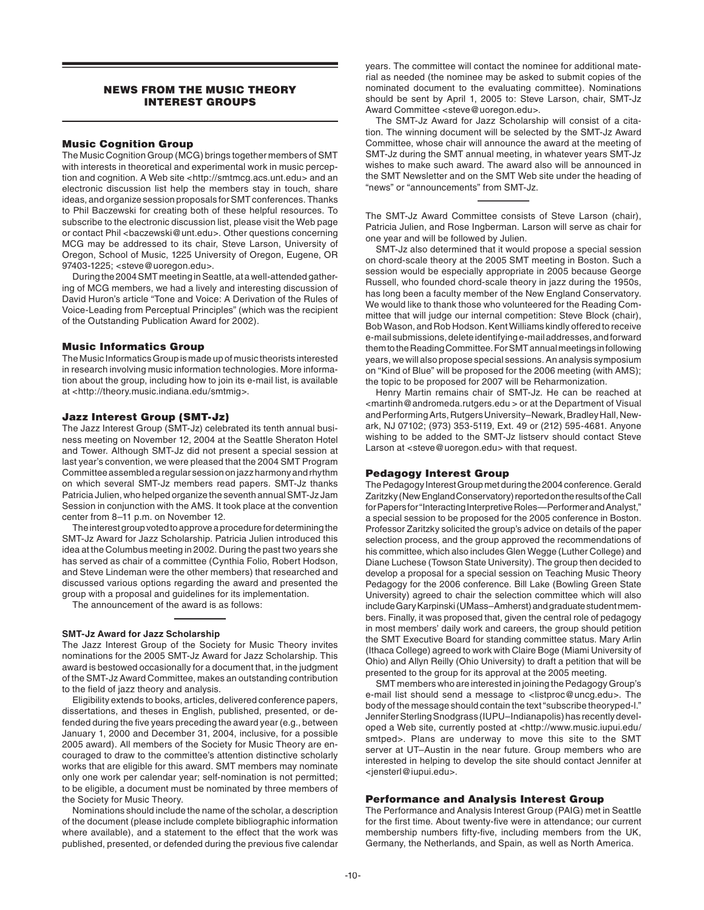## NEWS FROM THE MUSIC THEORY INTEREST GROUPS

### Music Cognition Group

The Music Cognition Group (MCG) brings together members of SMT with interests in theoretical and experimental work in music perception and cognition. A Web site <http://smtmcg.acs.unt.edu> and an electronic discussion list help the members stay in touch, share ideas, and organize session proposals for SMT conferences. Thanks to Phil Baczewski for creating both of these helpful resources. To subscribe to the electronic discussion list, please visit the Web page or contact Phil <baczewski@unt.edu>. Other questions concerning MCG may be addressed to its chair, Steve Larson, University of Oregon, School of Music, 1225 University of Oregon, Eugene, OR 97403-1225; <steve@uoregon.edu>.

During the 2004 SMT meeting in Seattle, at a well-attended gathering of MCG members, we had a lively and interesting discussion of David Huron's article "Tone and Voice: A Derivation of the Rules of Voice-Leading from Perceptual Principles" (which was the recipient of the Outstanding Publication Award for 2002).

### Music Informatics Group

The Music Informatics Group is made up of music theorists interested in research involving music information technologies. More information about the group, including how to join its e-mail list, is available at <http://theory.music.indiana.edu/smtmig>.

### Jazz Interest Group (SMT-Jz)

The Jazz Interest Group (SMT-Jz) celebrated its tenth annual business meeting on November 12, 2004 at the Seattle Sheraton Hotel and Tower. Although SMT-Jz did not present a special session at last year's convention, we were pleased that the 2004 SMT Program Committee assembled a regular session on jazz harmony and rhythm on which several SMT-Jz members read papers. SMT-Jz thanks Patricia Julien, who helped organize the seventh annual SMT-Jz Jam Session in conjunction with the AMS. It took place at the convention center from 8–11 p.m. on November 12.

The interest group voted to approve a procedure for determining the SMT-Jz Award for Jazz Scholarship. Patricia Julien introduced this idea at the Columbus meeting in 2002. During the past two years she has served as chair of a committee (Cynthia Folio, Robert Hodson, and Steve Lindeman were the other members) that researched and discussed various options regarding the award and presented the group with a proposal and guidelines for its implementation.

The announcement of the award is as follows:

---

**SMT-Jz Award for Jazz Scholarship**

The Jazz Interest Group of the Society for Music Theory invites nominations for the 2005 SMT-Jz Award for Jazz Scholarship. This award is bestowed occasionally for a document that, in the judgment of the SMT-Jz Award Committee, makes an outstanding contribution to the field of jazz theory and analysis.

Eligibility extends to books, articles, delivered conference papers, dissertations, and theses in English, published, presented, or defended during the five years preceding the award year (e.g., between January 1, 2000 and December 31, 2004, inclusive, for a possible 2005 award). All members of the Society for Music Theory are encouraged to draw to the committee's attention distinctive scholarly works that are eligible for this award. SMT members may nominate only one work per calendar year; self-nomination is not permitted; to be eligible, a document must be nominated by three members of the Society for Music Theory.

Nominations should include the name of the scholar, a description of the document (please include complete bibliographic information where available), and a statement to the effect that the work was published, presented, or defended during the previous five calendar years. The committee will contact the nominee for additional material as needed (the nominee may be asked to submit copies of the nominated document to the evaluating committee). Nominations should be sent by April 1, 2005 to: Steve Larson, chair, SMT-Jz Award Committee <steve@uoregon.edu>.

The SMT-Jz Award for Jazz Scholarship will consist of a citation. The winning document will be selected by the SMT-Jz Award Committee, whose chair will announce the award at the meeting of SMT-Jz during the SMT annual meeting, in whatever years SMT-Jz wishes to make such award. The award also will be announced in the SMT Newsletter and on the SMT Web site under the heading of "news" or "announcements" from SMT-Jz.

---

The SMT-Jz Award Committee consists of Steve Larson (chair), Patricia Julien, and Rose Ingberman. Larson will serve as chair for one year and will be followed by Julien.

SMT-Jz also determined that it would propose a special session on chord-scale theory at the 2005 SMT meeting in Boston. Such a session would be especially appropriate in 2005 because George Russell, who founded chord-scale theory in jazz during the 1950s, has long been a faculty member of the New England Conservatory. We would like to thank those who volunteered for the Reading Committee that will judge our internal competition: Steve Block (chair), Bob Wason, and Rob Hodson. Kent Williams kindly offered to receive e-mail submissions, delete identifying e-mail addresses, and forward them to the Reading Committee. For SMT annual meetings in following years, we will also propose special sessions. An analysis symposium on "Kind of Blue" will be proposed for the 2006 meeting (with AMS); the topic to be proposed for 2007 will be Reharmonization.

Henry Martin remains chair of SMT-Jz. He can be reached at <martinh@andromeda.rutgers.edu > or at the Department of Visual and Performing Arts, Rutgers University–Newark, Bradley Hall, Newark, NJ 07102; (973) 353-5119, Ext. 49 or (212) 595-4681. Anyone wishing to be added to the SMT-Jz listserv should contact Steve Larson at <steve@uoregon.edu> with that request.

### Pedagogy Interest Group

The Pedagogy Interest Group met during the 2004 conference. Gerald Zaritzky (New England Conservatory) reported on the results of the Call for Papers for "Interacting Interpretive Roles—Performer and Analyst," a special session to be proposed for the 2005 conference in Boston. Professor Zaritzky solicited the group's advice on details of the paper selection process, and the group approved the recommendations of his committee, which also includes Glen Wegge (Luther College) and Diane Luchese (Towson State University). The group then decided to develop a proposal for a special session on Teaching Music Theory Pedagogy for the 2006 conference. Bill Lake (Bowling Green State University) agreed to chair the selection committee which will also include Gary Karpinski (UMass–Amherst) and graduate student members. Finally, it was proposed that, given the central role of pedagogy in most members' daily work and careers, the group should petition the SMT Executive Board for standing committee status. Mary Arlin (Ithaca College) agreed to work with Claire Boge (Miami University of Ohio) and Allyn Reilly (Ohio University) to draft a petition that will be presented to the group for its approval at the 2005 meeting.

SMT members who are interested in joining the Pedagogy Group's e-mail list should send a message to <listproc@uncg.edu>. The body of the message should contain the text "subscribe theoryped-l." Jennifer Sterling Snodgrass (IUPU–Indianapolis) has recently developed a Web site, currently posted at <http://www.music.iupui.edu/smtped>. Plans are underway to move this site to the SMT server at UT–Austin in the near future. Group members who are interested in helping to develop the site should contact Jennifer at <jensterl@iupui.edu>.

### Performance and Analysis Interest Group

The Performance and Analysis Interest Group (PAIG) met in Seattle for the first time. About twenty-five were in attendance; our current membership numbers fifty-five, including members from the UK, Germany, the Netherlands, and Spain, as well as North America.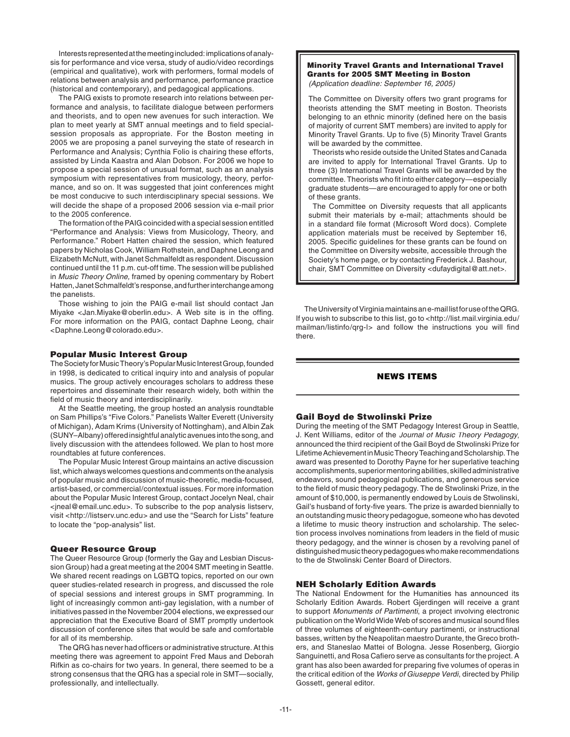Interests represented at the meeting included: implications of analysis for performance and vice versa, study of audio/video recordings (empirical and qualitative), work with performers, formal models of relations between analysis and performance, performance practice (historical and contemporary), and pedagogical applications.

The PAIG exists to promote research into relations between performance and analysis, to facilitate dialogue between performers and theorists, and to open new avenues for such interaction. We plan to meet yearly at SMT annual meetings and to field special-session proposals as appropriate. For the Boston meeting in 2005 we are proposing a panel surveying the state of research in Performance and Analysis; Cynthia Folio is chairing these efforts, assisted by Linda Kaastra and Alan Dobson. For 2006 we hope to propose a special session of unusual format, such as an analysis symposium with representatives from musicology, theory, performance, and so on. It was suggested that joint conferences might be most conducive to such interdisciplinary special sessions. We will decide the shape of a proposed 2006 session via e-mail prior to the 2005 conference.

The formation of the PAIG coincided with a special session entitled "Performance and Analysis: Views from Musicology, Theory, and Performance." Robert Hatten chaired the session, which featured papers by Nicholas Cook, William Rothstein, and Daphne Leong and Elizabeth McNutt, with Janet Schmalfeldt as respondent. Discussion continued until the 11 p.m. cut-off time. The session will be published in *Music Theory Online,* framed by opening commentary by Robert Hatten, Janet Schmalfeldt's response, and further interchange among the panelists.

Those wishing to join the PAIG e-mail list should contact Jan Miyake <Jan.Miyake@oberlin.edu>. A Web site is in the offing. For more information on the PAIG, contact Daphne Leong, chair <Daphne.Leong@colorado.edu>.

### Popular Music Interest Group

The Society for Music Theory's Popular Music Interest Group, founded in 1998, is dedicated to critical inquiry into and analysis of popular musics. The group actively encourages scholars to address these repertoires and disseminate their research widely, both within the field of music theory and interdisciplinarily.

At the Seattle meeting, the group hosted an analysis roundtable on Sam Phillips's "Five Colors." Panelists Walter Everett (University of Michigan), Adam Krims (University of Nottingham), and Albin Zak (SUNY–Albany) offered insightful analytic avenues into the song, and lively discussion with the attendees followed. We plan to host more roundtables at future conferences.

The Popular Music Interest Group maintains an active discussion list, which always welcomes questions and comments on the analysis of popular music and discussion of music-theoretic, media-focused, artist-based, or commercial/contextual issues. For more information about the Popular Music Interest Group, contact Jocelyn Neal, chair <jneal@email.unc.edu>. To subscribe to the pop analysis listserv, visit <http://listserv.unc.edu> and use the "Search for Lists" feature to locate the "pop-analysis" list.

### Queer Resource Group

The Queer Resource Group (formerly the Gay and Lesbian Discussion Group) had a great meeting at the 2004 SMT meeting in Seattle. We shared recent readings on LGBTQ topics, reported on our own queer studies-related research in progress, and discussed the role of special sessions and interest groups in SMT programming. In light of increasingly common anti-gay legislation, with a number of initiatives passed in the November 2004 elections, we expressed our appreciation that the Executive Board of SMT promptly undertook discussion of conference sites that would be safe and comfortable for all of its membership.

The QRG has never had officers or administrative structure. At this meeting there was agreement to appoint Fred Maus and Deborah Rifkin as co-chairs for two years. In general, there seemed to be a strong consensus that the QRG has a special role in SMT—socially, professionally, and intellectually.

**Minority Travel Grants and International Travel Grants for 2005 SMT Meeting in Boston**
*(Application deadline: September 16, 2005)*

The Committee on Diversity offers two grant programs for theorists attending the SMT meeting in Boston. Theorists belonging to an ethnic minority (defined here on the basis of majority of current SMT members) are invited to apply for Minority Travel Grants. Up to five (5) Minority Travel Grants will be awarded by the committee.

Theorists who reside outside the United States and Canada are invited to apply for International Travel Grants. Up to three (3) International Travel Grants will be awarded by the committee. Theorists who fit into either category—especially graduate students—are encouraged to apply for one or both of these grants.

The Committee on Diversity requests that all applicants submit their materials by e-mail; attachments should be in a standard file format (Microsoft Word docs). Complete application materials must be received by September 16, 2005. Specific guidelines for these grants can be found on the Committee on Diversity website, accessible through the Society's home page, or by contacting Frederick J. Bashour, chair, SMT Committee on Diversity <dufaydigital@att.net>.

The University of Virginia maintains an e-mail list for use of the QRG. If you wish to subscribe to this list, go to <http://list.mail.virginia.edu/mailman/listinfo/qrg-l> and follow the instructions you will find there.

## NEWS ITEMS

### Gail Boyd de Stwolinski Prize

During the meeting of the SMT Pedagogy Interest Group in Seattle, J. Kent Williams, editor of the *Journal of Music Theory Pedagogy*, announced the third recipient of the Gail Boyd de Stwolinski Prize for Lifetime Achievement in Music Theory Teaching and Scholarship. The award was presented to Dorothy Payne for her superlative teaching accomplishments, superior mentoring abilities, skilled administrative endeavors, sound pedagogical publications, and generous service to the field of music theory pedagogy. The de Stwolinski Prize, in the amount of $10,000, is permanently endowed by Louis de Stwolinski, Gail's husband of forty-five years. The prize is awarded biennially to an outstanding music theory pedagogue, someone who has devoted a lifetime to music theory instruction and scholarship. The selection process involves nominations from leaders in the field of music theory pedagogy, and the winner is chosen by a revolving panel of distinguished music theory pedagogues who make recommendations to the de Stwolinski Center Board of Directors.

### NEH Scholarly Edition Awards

The National Endowment for the Humanities has announced its Scholarly Edition Awards. Robert Gjerdingen will receive a grant to support *Monuments of Partimenti*, a project involving electronic publication on the World Wide Web of scores and musical sound files of three volumes of eighteenth-century partimenti, or instructional basses, written by the Neapolitan maestro Durante, the Greco brothers, and Staneslao Mattei of Bologna. Jesse Rosenberg, Giorgio Sanguinetti, and Rosa Cafiero serve as consultants for the project. A grant has also been awarded for preparing five volumes of operas in the critical edition of the *Works of Giuseppe Verdi*, directed by Philip Gossett, general editor.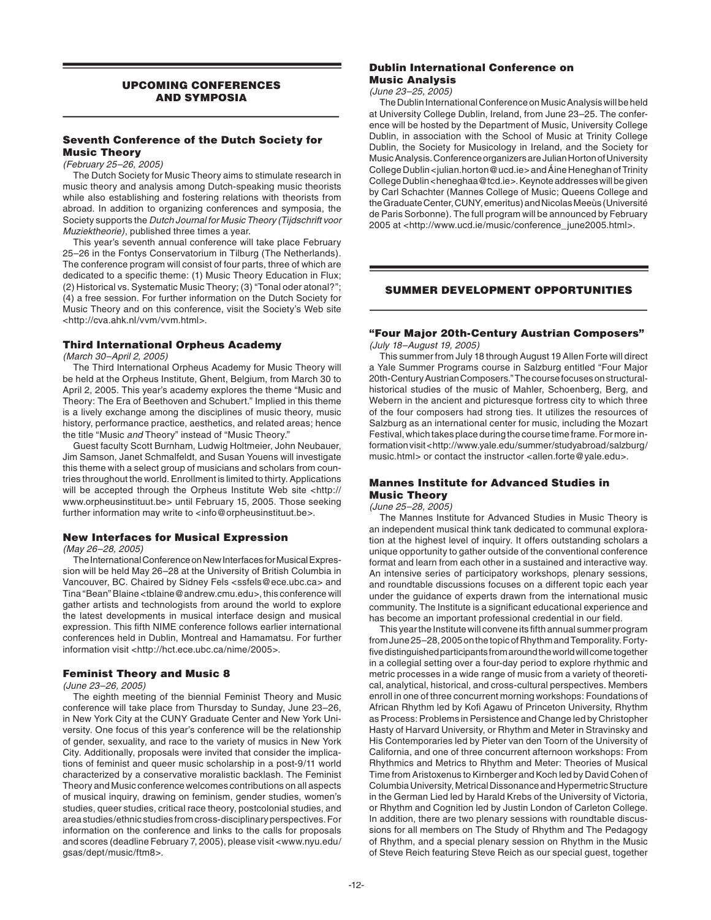## UPCOMING CONFERENCES AND SYMPOSIA

### Seventh Conference of the Dutch Society for Music Theory

*(February 25–26, 2005)*

The Dutch Society for Music Theory aims to stimulate research in music theory and analysis among Dutch-speaking music theorists while also establishing and fostering relations with theorists from abroad. In addition to organizing conferences and symposia, the Society supports the *Dutch Journal for Music Theory (Tijdschrift voor Muziektheorie)*, published three times a year.

This year's seventh annual conference will take place February 25–26 in the Fontys Conservatorium in Tilburg (The Netherlands). The conference program will consist of four parts, three of which are dedicated to a specific theme: (1) Music Theory Education in Flux; (2) Historical vs. Systematic Music Theory; (3) "Tonal oder atonal?"; (4) a free session. For further information on the Dutch Society for Music Theory and on this conference, visit the Society's Web site <http://cva.ahk.nl/vvm/vvm.html>.

### Third International Orpheus Academy

*(March 30–April 2, 2005)*

The Third International Orpheus Academy for Music Theory will be held at the Orpheus Institute, Ghent, Belgium, from March 30 to April 2, 2005. This year's academy explores the theme "Music and Theory: The Era of Beethoven and Schubert." Implied in this theme is a lively exchange among the disciplines of music theory, music history, performance practice, aesthetics, and related areas; hence the title "Music *and* Theory" instead of "Music Theory."

Guest faculty Scott Burnham, Ludwig Holtmeier, John Neubauer, Jim Samson, Janet Schmalfeldt, and Susan Youens will investigate this theme with a select group of musicians and scholars from countries throughout the world. Enrollment is limited to thirty. Applications will be accepted through the Orpheus Institute Web site <http://www.orpheusinstituut.be> until February 15, 2005. Those seeking further information may write to <info@orpheusinstituut.be>.

### New Interfaces for Musical Expression

*(May 26–28, 2005)*

The International Conference on New Interfaces for Musical Expression will be held May 26–28 at the University of British Columbia in Vancouver, BC. Chaired by Sidney Fels <ssfels@ece.ubc.ca> and Tina "Bean" Blaine <tblaine@andrew.cmu.edu>, this conference will gather artists and technologists from around the world to explore the latest developments in musical interface design and musical expression. This fifth NIME conference follows earlier international conferences held in Dublin, Montreal and Hamamatsu. For further information visit <http://hct.ece.ubc.ca/nime/2005>.

### Feminist Theory and Music 8

*(June 23–26, 2005)*

The eighth meeting of the biennial Feminist Theory and Music conference will take place from Thursday to Sunday, June 23–26, in New York City at the CUNY Graduate Center and New York University. One focus of this year's conference will be the relationship of gender, sexuality, and race to the variety of musics in New York City. Additionally, proposals were invited that consider the implications of feminist and queer music scholarship in a post-9/11 world characterized by a conservative moralistic backlash. The Feminist Theory and Music conference welcomes contributions on all aspects of musical inquiry, drawing on feminism, gender studies, women's studies, queer studies, critical race theory, postcolonial studies, and area studies/ethnic studies from cross-disciplinary perspectives. For information on the conference and links to the calls for proposals and scores (deadline February 7, 2005), please visit <www.nyu.edu/gsas/dept/music/ftm8>.

### Dublin International Conference on Music Analysis

*(June 23–25, 2005)*

The Dublin International Conference on Music Analysis will be held at University College Dublin, Ireland, from June 23–25. The conference will be hosted by the Department of Music, University College Dublin, in association with the School of Music at Trinity College Dublin, the Society for Musicology in Ireland, and the Society for Music Analysis. Conference organizers are Julian Horton of University College Dublin <julian.horton@ucd.ie> and Áine Heneghan of Trinity College Dublin <heneghaa@tcd.ie>. Keynote addresses will be given by Carl Schachter (Mannes College of Music; Queens College and the Graduate Center, CUNY, emeritus) and Nicolas Meeùs (Université de Paris Sorbonne). The full program will be announced by February 2005 at <http://www.ucd.ie/music/conference_june2005.html>.

## SUMMER DEVELOPMENT OPPORTUNITIES

### "Four Major 20th-Century Austrian Composers"

*(July 18–August 19, 2005)*

This summer from July 18 through August 19 Allen Forte will direct a Yale Summer Programs course in Salzburg entitled "Four Major 20th-Century Austrian Composers." The course focuses on structural-historical studies of the music of Mahler, Schoenberg, Berg, and Webern in the ancient and picturesque fortress city to which three of the four composers had strong ties. It utilizes the resources of Salzburg as an international center for music, including the Mozart Festival, which takes place during the course time frame. For more information visit <http://www.yale.edu/summer/studyabroad/salzburg/music.html> or contact the instructor <allen.forte@yale.edu>.

### Mannes Institute for Advanced Studies in Music Theory

*(June 25–28, 2005)*

The Mannes Institute for Advanced Studies in Music Theory is an independent musical think tank dedicated to communal exploration at the highest level of inquiry. It offers outstanding scholars a unique opportunity to gather outside of the conventional conference format and learn from each other in a sustained and interactive way. An intensive series of participatory workshops, plenary sessions, and roundtable discussions focuses on a different topic each year under the guidance of experts drawn from the international music community. The Institute is a significant educational experience and has become an important professional credential in our field.

This year the Institute will convene its fifth annual summer program from June 25–28, 2005 on the topic of Rhythm and Temporality. Forty-five distinguished participants from around the world will come together in a collegial setting over a four-day period to explore rhythmic and metric processes in a wide range of music from a variety of theoretical, analytical, historical, and cross-cultural perspectives. Members enroll in one of three concurrent morning workshops: Foundations of African Rhythm led by Kofi Agawu of Princeton University, Rhythm as Process: Problems in Persistence and Change led by Christopher Hasty of Harvard University, or Rhythm and Meter in Stravinsky and His Contemporaries led by Pieter van den Toorn of the University of California, and one of three concurrent afternoon workshops: From Rhythmics and Metrics to Rhythm and Meter: Theories of Musical Time from Aristoxenus to Kirnberger and Koch led by David Cohen of Columbia University, Metrical Dissonance and Hypermetric Structure in the German Lied led by Harald Krebs of the University of Victoria, or Rhythm and Cognition led by Justin London of Carleton College. In addition, there are two plenary sessions with roundtable discussions for all members on The Study of Rhythm and The Pedagogy of Rhythm, and a special plenary session on Rhythm in the Music of Steve Reich featuring Steve Reich as our special guest, together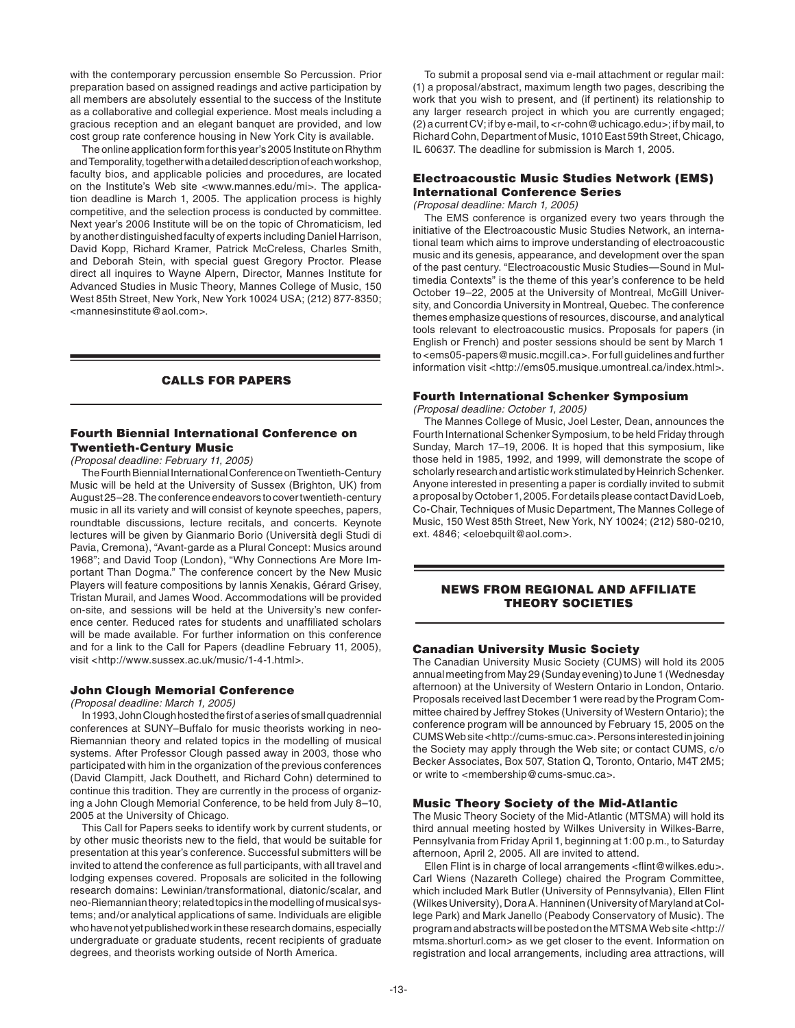with the contemporary percussion ensemble So Percussion. Prior preparation based on assigned readings and active participation by all members are absolutely essential to the success of the Institute as a collaborative and collegial experience. Most meals including a gracious reception and an elegant banquet are provided, and low cost group rate conference housing in New York City is available.

The online application form for this year's 2005 Institute on Rhythm and Temporality, together with a detailed description of each workshop, faculty bios, and applicable policies and procedures, are located on the Institute's Web site <www.mannes.edu/mi>. The application deadline is March 1, 2005. The application process is highly competitive, and the selection process is conducted by committee. Next year's 2006 Institute will be on the topic of Chromaticism, led by another distinguished faculty of experts including Daniel Harrison, David Kopp, Richard Kramer, Patrick McCreless, Charles Smith, and Deborah Stein, with special guest Gregory Proctor. Please direct all inquires to Wayne Alpern, Director, Mannes Institute for Advanced Studies in Music Theory, Mannes College of Music, 150 West 85th Street, New York, New York 10024 USA; (212) 877-8350; <mannesinstitute@aol.com>.

## CALLS FOR PAPERS

### Fourth Biennial International Conference on Twentieth-Century Music

*(Proposal deadline: February 11, 2005)*

The Fourth Biennial International Conference on Twentieth-Century Music will be held at the University of Sussex (Brighton, UK) from August 25–28. The conference endeavors to cover twentieth-century music in all its variety and will consist of keynote speeches, papers, roundtable discussions, lecture recitals, and concerts. Keynote lectures will be given by Gianmario Borio (Università degli Studi di Pavia, Cremona), "Avant-garde as a Plural Concept: Musics around 1968"; and David Toop (London), "Why Connections Are More Important Than Dogma." The conference concert by the New Music Players will feature compositions by Iannis Xenakis, Gérard Grisey, Tristan Murail, and James Wood. Accommodations will be provided on-site, and sessions will be held at the University's new conference center. Reduced rates for students and unaffiliated scholars will be made available. For further information on this conference and for a link to the Call for Papers (deadline February 11, 2005), visit <http://www.sussex.ac.uk/music/1-4-1.html>.

### John Clough Memorial Conference

*(Proposal deadline: March 1, 2005)*

In 1993, John Clough hosted the first of a series of small quadrennial conferences at SUNY–Buffalo for music theorists working in neo-Riemannian theory and related topics in the modelling of musical systems. After Professor Clough passed away in 2003, those who participated with him in the organization of the previous conferences (David Clampitt, Jack Douthett, and Richard Cohn) determined to continue this tradition. They are currently in the process of organizing a John Clough Memorial Conference, to be held from July 8–10, 2005 at the University of Chicago.

This Call for Papers seeks to identify work by current students, or by other music theorists new to the field, that would be suitable for presentation at this year's conference. Successful submitters will be invited to attend the conference as full participants, with all travel and lodging expenses covered. Proposals are solicited in the following research domains: Lewinian/transformational, diatonic/scalar, and neo-Riemannian theory; related topics in the modelling of musical systems; and/or analytical applications of same. Individuals are eligible who have not yet published work in these research domains, especially undergraduate or graduate students, recent recipients of graduate degrees, and theorists working outside of North America.

To submit a proposal send via e-mail attachment or regular mail: (1) a proposal/abstract, maximum length two pages, describing the work that you wish to present, and (if pertinent) its relationship to any larger research project in which you are currently engaged; (2) a current CV; if by e-mail, to <r-cohn@uchicago.edu>; if by mail, to Richard Cohn, Department of Music, 1010 East 59th Street, Chicago, IL 60637. The deadline for submission is March 1, 2005.

### Electroacoustic Music Studies Network (EMS) International Conference Series

*(Proposal deadline: March 1, 2005)*

The EMS conference is organized every two years through the initiative of the Electroacoustic Music Studies Network, an international team which aims to improve understanding of electroacoustic music and its genesis, appearance, and development over the span of the past century. "Electroacoustic Music Studies—Sound in Multimedia Contexts" is the theme of this year's conference to be held October 19–22, 2005 at the University of Montreal, McGill University, and Concordia University in Montreal, Quebec. The conference themes emphasize questions of resources, discourse, and analytical tools relevant to electroacoustic musics. Proposals for papers (in English or French) and poster sessions should be sent by March 1 to <ems05-papers@music.mcgill.ca>. For full guidelines and further information visit <http://ems05.musique.umontreal.ca/index.html>.

### Fourth International Schenker Symposium

*(Proposal deadline: October 1, 2005)*

The Mannes College of Music, Joel Lester, Dean, announces the Fourth International Schenker Symposium, to be held Friday through Sunday, March 17–19, 2006. It is hoped that this symposium, like those held in 1985, 1992, and 1999, will demonstrate the scope of scholarly research and artistic work stimulated by Heinrich Schenker. Anyone interested in presenting a paper is cordially invited to submit a proposal by October 1, 2005. For details please contact David Loeb, Co-Chair, Techniques of Music Department, The Mannes College of Music, 150 West 85th Street, New York, NY 10024; (212) 580-0210, ext. 4846; <eloebquilt@aol.com>.

## NEWS FROM REGIONAL AND AFFILIATE THEORY SOCIETIES

### Canadian University Music Society

The Canadian University Music Society (CUMS) will hold its 2005 annual meeting from May 29 (Sunday evening) to June 1 (Wednesday afternoon) at the University of Western Ontario in London, Ontario. Proposals received last December 1 were read by the Program Committee chaired by Jeffrey Stokes (University of Western Ontario); the conference program will be announced by February 15, 2005 on the CUMS Web site <http://cums-smuc.ca>. Persons interested in joining the Society may apply through the Web site; or contact CUMS, c/o Becker Associates, Box 507, Station Q, Toronto, Ontario, M4T 2M5; or write to <membership@cums-smuc.ca>.

### Music Theory Society of the Mid-Atlantic

The Music Theory Society of the Mid-Atlantic (MTSMA) will hold its third annual meeting hosted by Wilkes University in Wilkes-Barre, Pennsylvania from Friday April 1, beginning at 1:00 p.m., to Saturday afternoon, April 2, 2005. All are invited to attend.

Ellen Flint is in charge of local arrangements <flint@wilkes.edu>. Carl Wiens (Nazareth College) chaired the Program Committee, which included Mark Butler (University of Pennsylvania), Ellen Flint (Wilkes University), Dora A. Hanninen (University of Maryland at College Park) and Mark Janello (Peabody Conservatory of Music). The program and abstracts will be posted on the MTSMA Web site <http://mtsma.shorturl.com> as we get closer to the event. Information on registration and local arrangements, including area attractions, will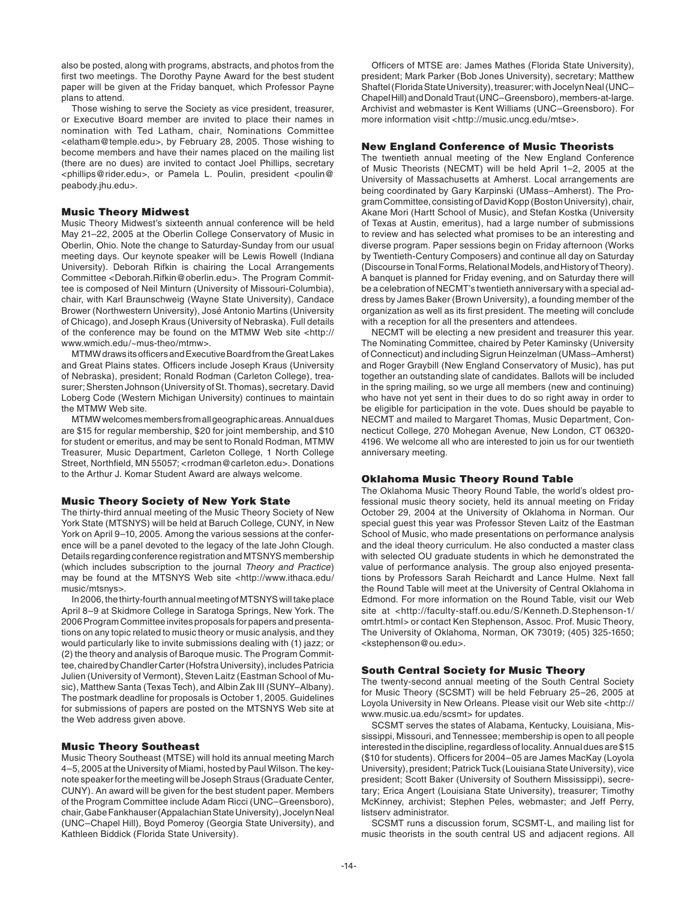also be posted, along with programs, abstracts, and photos from the first two meetings. The Dorothy Payne Award for the best student paper will be given at the Friday banquet, which Professor Payne plans to attend.

Those wishing to serve the Society as vice president, treasurer, or Executive Board member are invited to place their names in nomination with Ted Latham, chair, Nominations Committee <elatham@temple.edu>, by February 28, 2005. Those wishing to become members and have their names placed on the mailing list (there are no dues) are invited to contact Joel Phillips, secretary <phillips@rider.edu>, or Pamela L. Poulin, president <poulin@peabody.jhu.edu>.

### Music Theory Midwest

Music Theory Midwest's sixteenth annual conference will be held May 21–22, 2005 at the Oberlin College Conservatory of Music in Oberlin, Ohio. Note the change to Saturday-Sunday from our usual meeting days. Our keynote speaker will be Lewis Rowell (Indiana University). Deborah Rifkin is chairing the Local Arrangements Committee <Deborah.Rifkin@oberlin.edu>. The Program Committee is composed of Neil Minturn (University of Missouri-Columbia), chair, with Karl Braunschweig (Wayne State University), Candace Brower (Northwestern University), José Antonio Martins (University of Chicago), and Joseph Kraus (University of Nebraska). Full details of the conference may be found on the MTMW Web site <http://www.wmich.edu/~mus-theo/mtmw>.

MTMW draws its officers and Executive Board from the Great Lakes and Great Plains states. Officers include Joseph Kraus (University of Nebraska), president; Ronald Rodman (Carleton College), treasurer; Shersten Johnson (University of St. Thomas), secretary. David Loberg Code (Western Michigan University) continues to maintain the MTMW Web site.

MTMW welcomes members from all geographic areas. Annual dues are $15 for regular membership, $20 for joint membership, and $10 for student or emeritus, and may be sent to Ronald Rodman, MTMW Treasurer, Music Department, Carleton College, 1 North College Street, Northfield, MN 55057; <rrodman@carleton.edu>. Donations to the Arthur J. Komar Student Award are always welcome.

### Music Theory Society of New York State

The thirty-third annual meeting of the Music Theory Society of New York State (MTSNYS) will be held at Baruch College, CUNY, in New York on April 9–10, 2005. Among the various sessions at the conference will be a panel devoted to the legacy of the late John Clough. Details regarding conference registration and MTSNYS membership (which includes subscription to the journal *Theory and Practice*) may be found at the MTSNYS Web site <http://www.ithaca.edu/music/mtsnys>.

In 2006, the thirty-fourth annual meeting of MTSNYS will take place April 8–9 at Skidmore College in Saratoga Springs, New York. The 2006 Program Committee invites proposals for papers and presentations on any topic related to music theory or music analysis, and they would particularly like to invite submissions dealing with (1) jazz; or (2) the theory and analysis of Baroque music. The Program Committee, chaired by Chandler Carter (Hofstra University), includes Patricia Julien (University of Vermont), Steven Laitz (Eastman School of Music), Matthew Santa (Texas Tech), and Albin Zak III (SUNY–Albany). The postmark deadline for proposals is October 1, 2005. Guidelines for submissions of papers are posted on the MTSNYS Web site at the Web address given above.

### Music Theory Southeast

Music Theory Southeast (MTSE) will hold its annual meeting March 4–5, 2005 at the University of Miami, hosted by Paul Wilson. The keynote speaker for the meeting will be Joseph Straus (Graduate Center, CUNY). An award will be given for the best student paper. Members of the Program Committee include Adam Ricci (UNC–Greensboro), chair, Gabe Fankhauser (Appalachian State University), Jocelyn Neal (UNC–Chapel Hill), Boyd Pomeroy (Georgia State University), and Kathleen Biddick (Florida State University).

Officers of MTSE are: James Mathes (Florida State University), president; Mark Parker (Bob Jones University), secretary; Matthew Shaftel (Florida State University), treasurer; with Jocelyn Neal (UNC–Chapel Hill) and Donald Traut (UNC–Greensboro), members-at-large. Archivist and webmaster is Kent Williams (UNC–Greensboro). For more information visit <http://music.uncg.edu/mtse>.

### New England Conference of Music Theorists

The twentieth annual meeting of the New England Conference of Music Theorists (NECMT) will be held April 1–2, 2005 at the University of Massachusetts at Amherst. Local arrangements are being coordinated by Gary Karpinski (UMass–Amherst). The Program Committee, consisting of David Kopp (Boston University), chair, Akane Mori (Hartt School of Music), and Stefan Kostka (University of Texas at Austin, emeritus), had a large number of submissions to review and has selected what promises to be an interesting and diverse program. Paper sessions begin on Friday afternoon (Works by Twentieth-Century Composers) and continue all day on Saturday (Discourse in Tonal Forms, Relational Models, and History of Theory). A banquet is planned for Friday evening, and on Saturday there will be a celebration of NECMT's twentieth anniversary with a special address by James Baker (Brown University), a founding member of the organization as well as its first president. The meeting will conclude with a reception for all the presenters and attendees.

NECMT will be electing a new president and treasurer this year. The Nominating Committee, chaired by Peter Kaminsky (University of Connecticut) and including Sigrun Heinzelman (UMass–Amherst) and Roger Graybill (New England Conservatory of Music), has put together an outstanding slate of candidates. Ballots will be included in the spring mailing, so we urge all members (new and continuing) who have not yet sent in their dues to do so right away in order to be eligible for participation in the vote. Dues should be payable to NECMT and mailed to Margaret Thomas, Music Department, Connecticut College, 270 Mohegan Avenue, New London, CT 06320-4196. We welcome all who are interested to join us for our twentieth anniversary meeting.

### Oklahoma Music Theory Round Table

The Oklahoma Music Theory Round Table, the world's oldest professional music theory society, held its annual meeting on Friday October 29, 2004 at the University of Oklahoma in Norman. Our special guest this year was Professor Steven Laitz of the Eastman School of Music, who made presentations on performance analysis and the ideal theory curriculum. He also conducted a master class with selected OU graduate students in which he demonstrated the value of performance analysis. The group also enjoyed presentations by Professors Sarah Reichardt and Lance Hulme. Next fall the Round Table will meet at the University of Central Oklahoma in Edmond. For more information on the Round Table, visit our Web site at <http://faculty-staff.ou.edu/S/Kenneth.D.Stephenson-1/omtrt.html> or contact Ken Stephenson, Assoc. Prof. Music Theory, The University of Oklahoma, Norman, OK 73019; (405) 325-1650; <kstephenson@ou.edu>.

### South Central Society for Music Theory

The twenty-second annual meeting of the South Central Society for Music Theory (SCSMT) will be held February 25–26, 2005 at Loyola University in New Orleans. Please visit our Web site <http://www.music.ua.edu/scsmt> for updates.

SCSMT serves the states of Alabama, Kentucky, Louisiana, Mississippi, Missouri, and Tennessee; membership is open to all people interested in the discipline, regardless of locality. Annual dues are $15 ($10 for students). Officers for 2004–05 are James MacKay (Loyola University), president; Patrick Tuck (Louisiana State University), vice president; Scott Baker (University of Southern Mississippi), secretary; Erica Angert (Louisiana State University), treasurer; Timothy McKinney, archivist; Stephen Peles, webmaster; and Jeff Perry, listserv administrator.

SCSMT runs a discussion forum, SCSMT-L, and mailing list for music theorists in the south central US and adjacent regions. All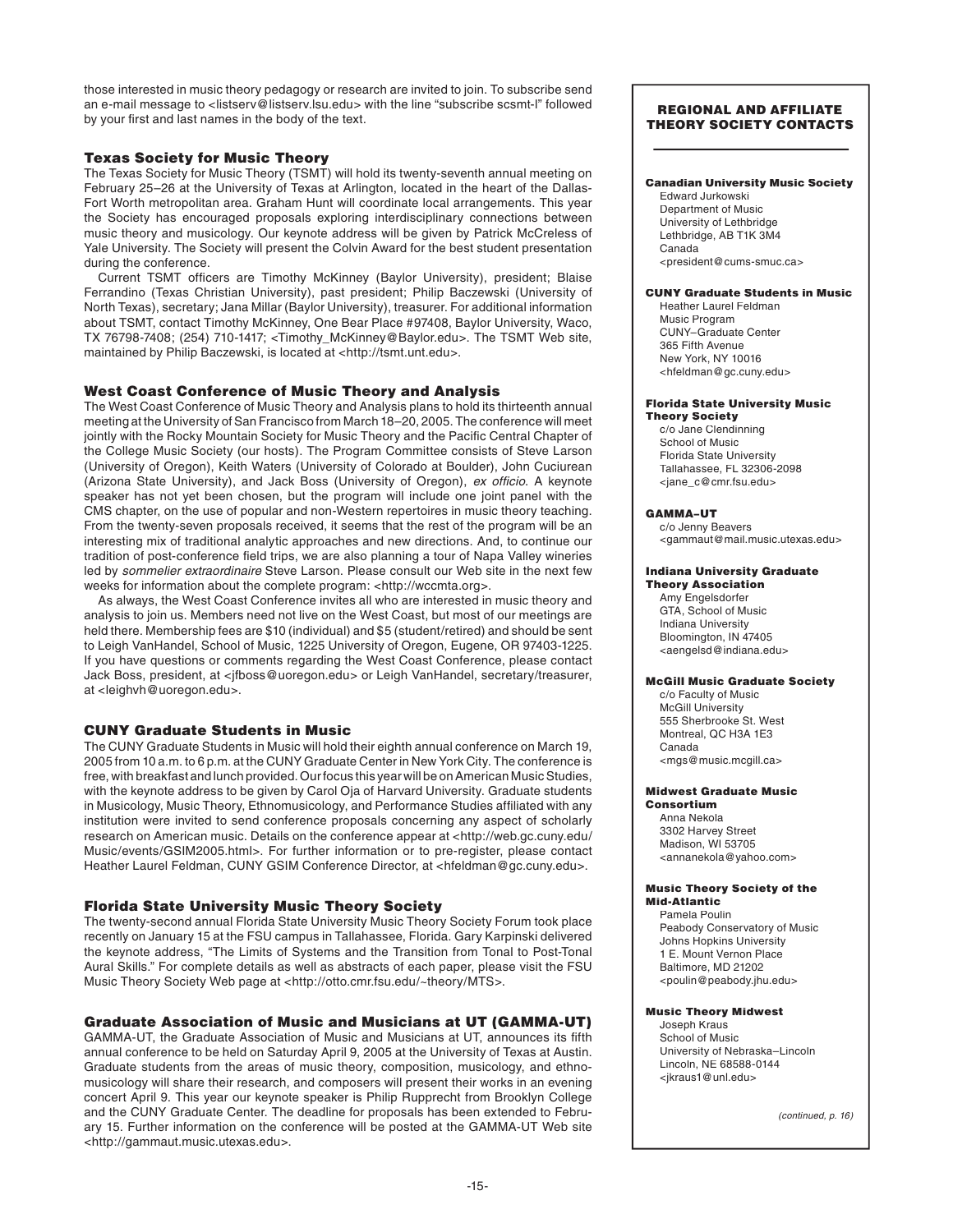those interested in music theory pedagogy or research are invited to join. To subscribe send an e-mail message to <listserv@listserv.lsu.edu> with the line "subscribe scsmt-l" followed by your first and last names in the body of the text.

### Texas Society for Music Theory

The Texas Society for Music Theory (TSMT) will hold its twenty-seventh annual meeting on February 25–26 at the University of Texas at Arlington, located in the heart of the Dallas-Fort Worth metropolitan area. Graham Hunt will coordinate local arrangements. This year the Society has encouraged proposals exploring interdisciplinary connections between music theory and musicology. Our keynote address will be given by Patrick McCreless of Yale University. The Society will present the Colvin Award for the best student presentation during the conference.

Current TSMT officers are Timothy McKinney (Baylor University), president; Blaise Ferrandino (Texas Christian University), past president; Philip Baczewski (University of North Texas), secretary; Jana Millar (Baylor University), treasurer. For additional information about TSMT, contact Timothy McKinney, One Bear Place #97408, Baylor University, Waco, TX 76798-7408; (254) 710-1417; <Timothy_McKinney@Baylor.edu>. The TSMT Web site, maintained by Philip Baczewski, is located at <http://tsmt.unt.edu>.

### West Coast Conference of Music Theory and Analysis

The West Coast Conference of Music Theory and Analysis plans to hold its thirteenth annual meeting at the University of San Francisco from March 18–20, 2005. The conference will meet jointly with the Rocky Mountain Society for Music Theory and the Pacific Central Chapter of the College Music Society (our hosts). The Program Committee consists of Steve Larson (University of Oregon), Keith Waters (University of Colorado at Boulder), John Cuciurean (Arizona State University), and Jack Boss (University of Oregon), *ex officio*. A keynote speaker has not yet been chosen, but the program will include one joint panel with the CMS chapter, on the use of popular and non-Western repertoires in music theory teaching. From the twenty-seven proposals received, it seems that the rest of the program will be an interesting mix of traditional analytic approaches and new directions. And, to continue our tradition of post-conference field trips, we are also planning a tour of Napa Valley wineries led by *sommelier extraordinaire* Steve Larson. Please consult our Web site in the next few weeks for information about the complete program: <http://wccmta.org>.

As always, the West Coast Conference invites all who are interested in music theory and analysis to join us. Members need not live on the West Coast, but most of our meetings are held there. Membership fees are $10 (individual) and $5 (student/retired) and should be sent to Leigh VanHandel, School of Music, 1225 University of Oregon, Eugene, OR 97403-1225. If you have questions or comments regarding the West Coast Conference, please contact Jack Boss, president, at <jfboss@uoregon.edu> or Leigh VanHandel, secretary/treasurer, at <leighvh@uoregon.edu>.

### CUNY Graduate Students in Music

The CUNY Graduate Students in Music will hold their eighth annual conference on March 19, 2005 from 10 a.m. to 6 p.m. at the CUNY Graduate Center in New York City. The conference is free, with breakfast and lunch provided. Our focus this year will be on American Music Studies, with the keynote address to be given by Carol Oja of Harvard University. Graduate students in Musicology, Music Theory, Ethnomusicology, and Performance Studies affiliated with any institution were invited to send conference proposals concerning any aspect of scholarly research on American music. Details on the conference appear at <http://web.gc.cuny.edu/Music/events/GSIM2005.html>. For further information or to pre-register, please contact Heather Laurel Feldman, CUNY GSIM Conference Director, at <hfeldman@gc.cuny.edu>.

### Florida State University Music Theory Society

The twenty-second annual Florida State University Music Theory Society Forum took place recently on January 15 at the FSU campus in Tallahassee, Florida. Gary Karpinski delivered the keynote address, "The Limits of Systems and the Transition from Tonal to Post-Tonal Aural Skills." For complete details as well as abstracts of each paper, please visit the FSU Music Theory Society Web page at <http://otto.cmr.fsu.edu/~theory/MTS>.

### Graduate Association of Music and Musicians at UT (GAMMA-UT)

GAMMA-UT, the Graduate Association of Music and Musicians at UT, announces its fifth annual conference to be held on Saturday April 9, 2005 at the University of Texas at Austin. Graduate students from the areas of music theory, composition, musicology, and ethnomusicology will share their research, and composers will present their works in an evening concert April 9. This year our keynote speaker is Philip Rupprecht from Brooklyn College and the CUNY Graduate Center. The deadline for proposals has been extended to February 15. Further information on the conference will be posted at the GAMMA-UT Web site <http://gammaut.music.utexas.edu>.

## REGIONAL AND AFFILIATE THEORY SOCIETY CONTACTS

**Canadian University Music Society**
Edward Jurkowski
Department of Music
University of Lethbridge
Lethbridge, AB T1K 3M4
Canada
<president@cums-smuc.ca>

**CUNY Graduate Students in Music**
Heather Laurel Feldman
Music Program
CUNY–Graduate Center
365 Fifth Avenue
New York, NY 10016
<hfeldman@gc.cuny.edu>

**Florida State University Music Theory Society**
c/o Jane Clendinning
School of Music
Florida State University
Tallahassee, FL 32306-2098
<jane_c@cmr.fsu.edu>

**GAMMA–UT**
c/o Jenny Beavers
<gammaut@mail.music.utexas.edu>

**Indiana University Graduate Theory Association**
Amy Engelsdorfer
GTA, School of Music
Indiana University
Bloomington, IN 47405
<aengelsd@indiana.edu>

**McGill Music Graduate Society**
c/o Faculty of Music
McGill University
555 Sherbrooke St. West
Montreal, QC H3A 1E3
Canada
<mgs@music.mcgill.ca>

**Midwest Graduate Music Consortium**
Anna Nekola
3302 Harvey Street
Madison, WI 53705
<annanekola@yahoo.com>

**Music Theory Society of the Mid-Atlantic**
Pamela Poulin
Peabody Conservatory of Music
Johns Hopkins University
1 E. Mount Vernon Place
Baltimore, MD 21202
<poulin@peabody.jhu.edu>

**Music Theory Midwest**
Joseph Kraus
School of Music
University of Nebraska–Lincoln
Lincoln, NE 68588-0144
<jkraus1@unl.edu>

*(continued, p. 16)*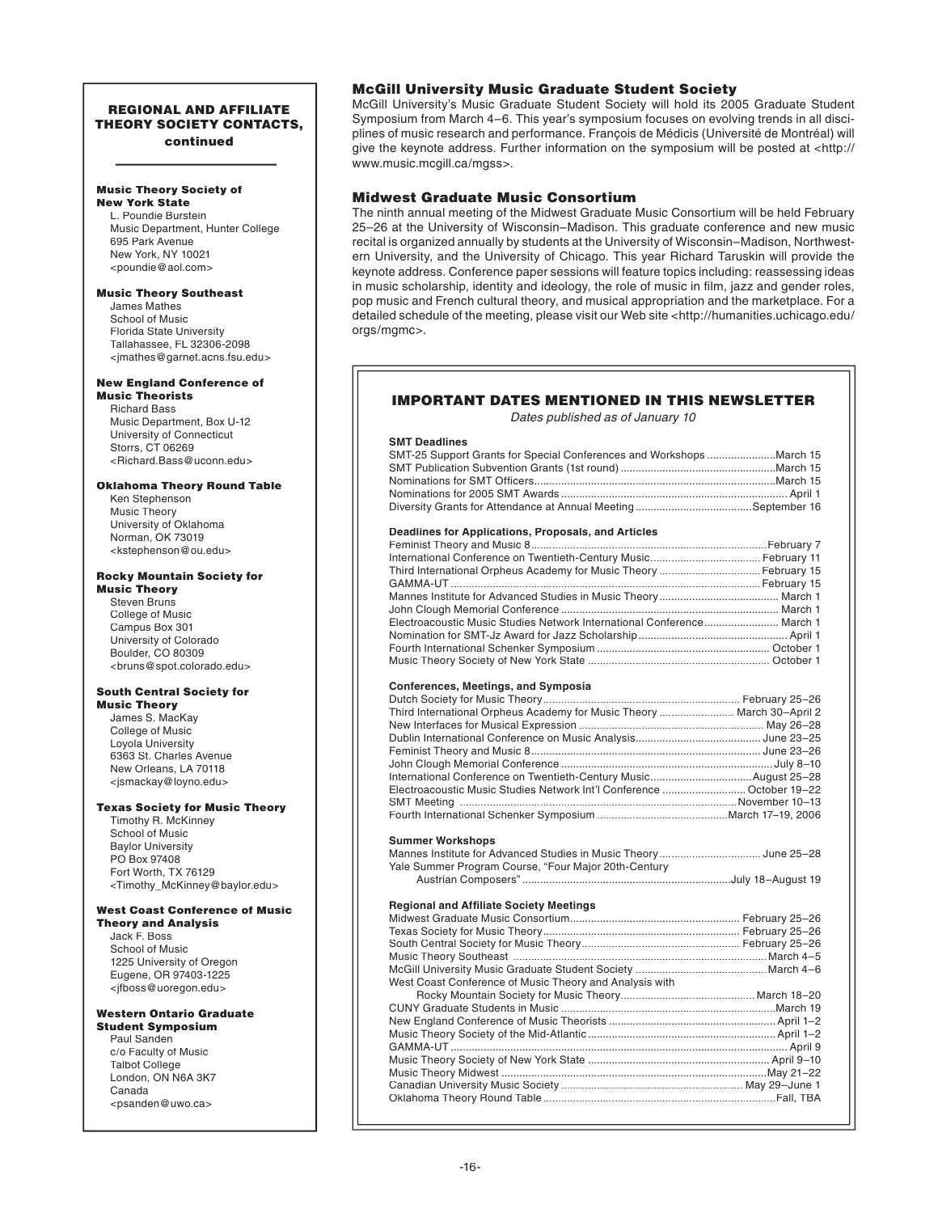## REGIONAL AND AFFILIATE THEORY SOCIETY CONTACTS, continued

**Music Theory Society of New York State**
L. Poundie Burstein
Music Department, Hunter College
695 Park Avenue
New York, NY 10021
<poundie@aol.com>

**Music Theory Southeast**
James Mathes
School of Music
Florida State University
Tallahassee, FL 32306-2098
<jmathes@garnet.acns.fsu.edu>

**New England Conference of Music Theorists**
Richard Bass
Music Department, Box U-12
University of Connecticut
Storrs, CT 06269
<Richard.Bass@uconn.edu>

**Oklahoma Theory Round Table**
Ken Stephenson
Music Theory
University of Oklahoma
Norman, OK 73019
<kstephenson@ou.edu>

**Rocky Mountain Society for Music Theory**
Steven Bruns
College of Music
Campus Box 301
University of Colorado
Boulder, CO 80309
<bruns@spot.colorado.edu>

**South Central Society for Music Theory**
James S. MacKay
College of Music
Loyola University
6363 St. Charles Avenue
New Orleans, LA 70118
<jsmackay@loyno.edu>

**Texas Society for Music Theory**
Timothy R. McKinney
School of Music
Baylor University
PO Box 97408
Fort Worth, TX 76129
<Timothy_McKinney@baylor.edu>

**West Coast Conference of Music Theory and Analysis**
Jack F. Boss
School of Music
1225 University of Oregon
Eugene, OR 97403-1225
<jfboss@uoregon.edu>

**Western Ontario Graduate Student Symposium**
Paul Sanden
c/o Faculty of Music
Talbot College
London, ON N6A 3K7
Canada
<psanden@uwo.ca>

### McGill University Music Graduate Student Society

McGill University's Music Graduate Student Society will hold its 2005 Graduate Student Symposium from March 4–6. This year's symposium focuses on evolving trends in all disciplines of music research and performance. François de Médicis (Université de Montréal) will give the keynote address. Further information on the symposium will be posted at <http://www.music.mcgill.ca/mgss>.

### Midwest Graduate Music Consortium

The ninth annual meeting of the Midwest Graduate Music Consortium will be held February 25–26 at the University of Wisconsin–Madison. This graduate conference and new music recital is organized annually by students at the University of Wisconsin–Madison, Northwestern University, and the University of Chicago. This year Richard Taruskin will provide the keynote address. Conference paper sessions will feature topics including: reassessing ideas in music scholarship, identity and ideology, the role of music in film, jazz and gender roles, pop music and French cultural theory, and musical appropriation and the marketplace. For a detailed schedule of the meeting, please visit our Web site <http://humanities.uchicago.edu/orgs/mgmc>.

## IMPORTANT DATES MENTIONED IN THIS NEWSLETTER

*Dates published as of January 10*

**SMT Deadlines**

| | |
|---|---|
| SMT-25 Support Grants for Special Conferences and Workshops | March 15 |
| SMT Publication Subvention Grants (1st round) | March 15 |
| Nominations for SMT Officers | March 15 |
| Nominations for 2005 SMT Awards | April 1 |
| Diversity Grants for Attendance at Annual Meeting | September 16 |

**Deadlines for Applications, Proposals, and Articles**

| | |
|---|---|
| Feminist Theory and Music 8 | February 7 |
| International Conference on Twentieth-Century Music | February 11 |
| Third International Orpheus Academy for Music Theory | February 15 |
| GAMMA-UT | February 15 |
| Mannes Institute for Advanced Studies in Music Theory | March 1 |
| John Clough Memorial Conference | March 1 |
| Electroacoustic Music Studies Network International Conference | March 1 |
| Nomination for SMT-Jz Award for Jazz Scholarship | April 1 |
| Fourth International Schenker Symposium | October 1 |
| Music Theory Society of New York State | October 1 |

**Conferences, Meetings, and Symposia**

| | |
|---|---|
| Dutch Society for Music Theory | February 25–26 |
| Third International Orpheus Academy for Music Theory | March 30–April 2 |
| New Interfaces for Musical Expression | May 26–28 |
| Dublin International Conference on Music Analysis | June 23–25 |
| Feminist Theory and Music 8 | June 23–26 |
| John Clough Memorial Conference | July 8–10 |
| International Conference on Twentieth-Century Music | August 25–28 |
| Electroacoustic Music Studies Network Int'l Conference | October 19–22 |
| SMT Meeting | November 10–13 |
| Fourth International Schenker Symposium | March 17–19, 2006 |

**Summer Workshops**

| | |
|---|---|
| Mannes Institute for Advanced Studies in Music Theory | June 25–28 |
| Yale Summer Program Course, "Four Major 20th-Century Austrian Composers" | July 18–August 19 |

**Regional and Affiliate Society Meetings**

| | |
|---|---|
| Midwest Graduate Music Consortium | February 25–26 |
| Texas Society for Music Theory | February 25–26 |
| South Central Society for Music Theory | February 25–26 |
| Music Theory Southeast | March 4–5 |
| McGill University Music Graduate Student Society | March 4–6 |
| West Coast Conference of Music Theory and Analysis with Rocky Mountain Society for Music Theory | March 18–20 |
| CUNY Graduate Students in Music | March 19 |
| New England Conference of Music Theorists | April 1–2 |
| Music Theory Society of the Mid-Atlantic | April 1–2 |
| GAMMA-UT | April 9 |
| Music Theory Society of New York State | April 9–10 |
| Music Theory Midwest | May 21–22 |
| Canadian University Music Society | May 29–June 1 |
| Oklahoma Theory Round Table | Fall, TBA |